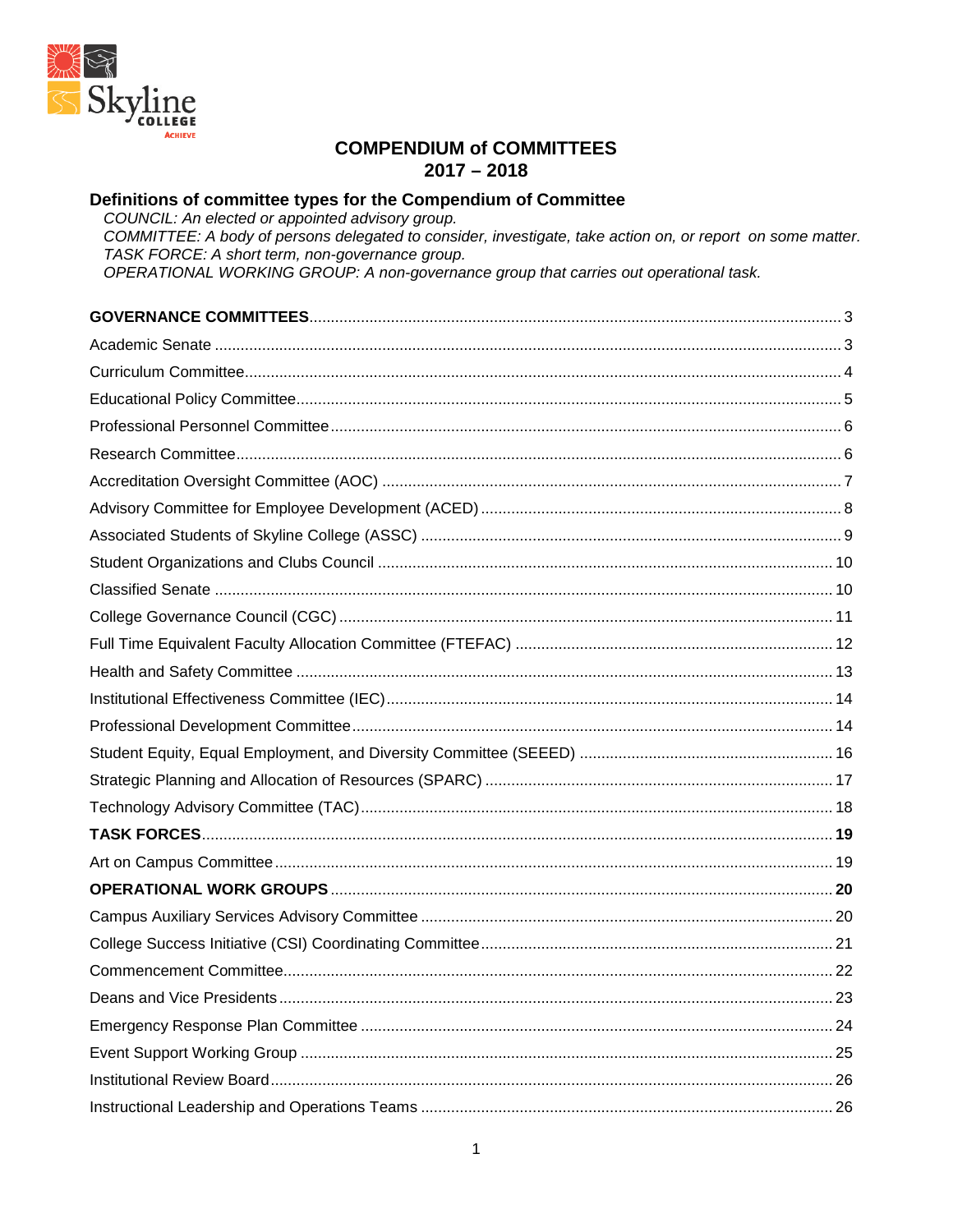# COMPENDIUM of COMMITTEES
## 2017 – 2018

### Definitions of committee types for the Compendium of Committee

*COUNCIL: An elected or appointed advisory group.*
*COMMITTEE: A body of persons delegated to consider, investigate, take action on, or report on some matter.*
*TASK FORCE: A short term, non-governance group.*
*OPERATIONAL WORKING GROUP: A non-governance group that carries out operational task.*

**GOVERNANCE COMMITTEES** .... 3
Academic Senate .... 3
Curriculum Committee .... 4
Educational Policy Committee .... 5
Professional Personnel Committee .... 6
Research Committee .... 6
Accreditation Oversight Committee (AOC) .... 7
Advisory Committee for Employee Development (ACED) .... 8
Associated Students of Skyline College (ASSC) .... 9
Student Organizations and Clubs Council .... 10
Classified Senate .... 10
College Governance Council (CGC) .... 11
Full Time Equivalent Faculty Allocation Committee (FTEFAC) .... 12
Health and Safety Committee .... 13
Institutional Effectiveness Committee (IEC) .... 14
Professional Development Committee .... 14
Student Equity, Equal Employment, and Diversity Committee (SEEED) .... 16
Strategic Planning and Allocation of Resources (SPARC) .... 17
Technology Advisory Committee (TAC) .... 18
**TASK FORCES** .... **19**
Art on Campus Committee .... 19
**OPERATIONAL WORK GROUPS** .... **20**
Campus Auxiliary Services Advisory Committee .... 20
College Success Initiative (CSI) Coordinating Committee .... 21
Commencement Committee .... 22
Deans and Vice Presidents .... 23
Emergency Response Plan Committee .... 24
Event Support Working Group .... 25
Institutional Review Board .... 26
Instructional Leadership and Operations Teams .... 26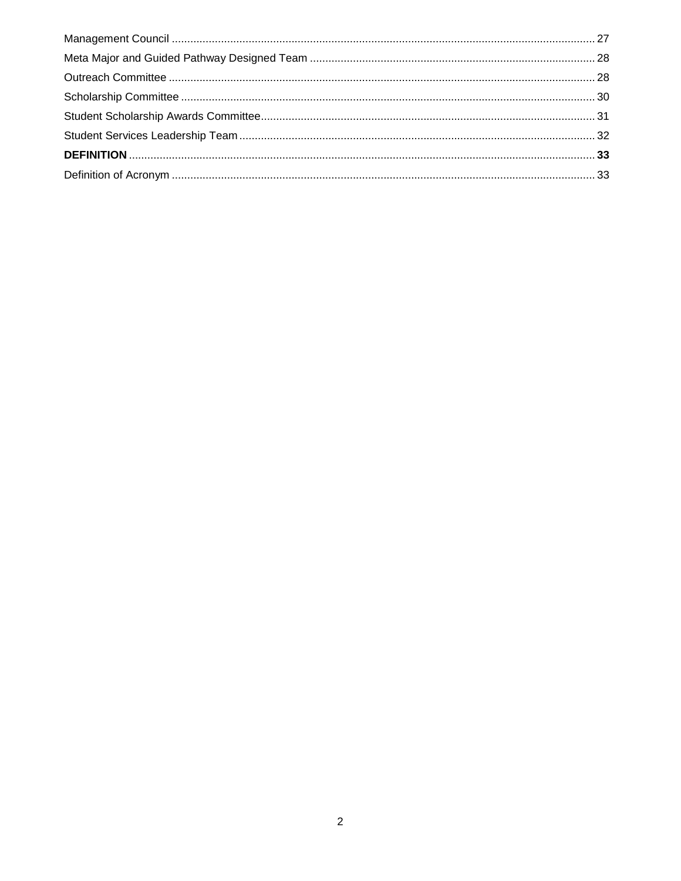Management Council ........................................................................................................................................ 27

Meta Major and Guided Pathway Designed Team ........................................................................................... 28

Outreach Committee ......................................................................................................................................... 28

Scholarship Committee ..................................................................................................................................... 30

Student Scholarship Awards Committee........................................................................................................... 31

Student Services Leadership Team .................................................................................................................. 32

**DEFINITION ..................................................................................................................................................... 33**

Definition of Acronym ........................................................................................................................................ 33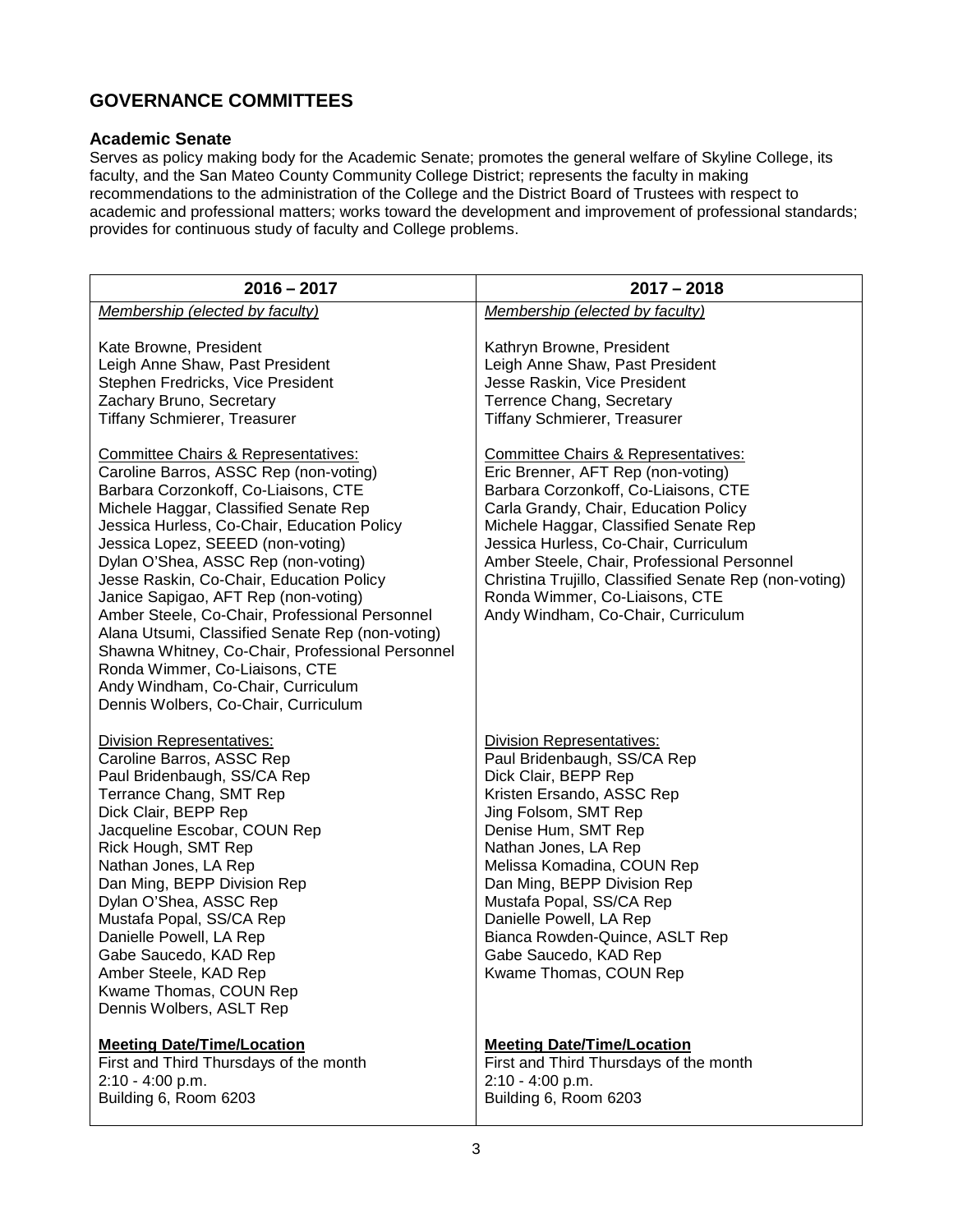## GOVERNANCE COMMITTEES

### Academic Senate

Serves as policy making body for the Academic Senate; promotes the general welfare of Skyline College, its faculty, and the San Mateo County Community College District; represents the faculty in making recommendations to the administration of the College and the District Board of Trustees with respect to academic and professional matters; works toward the development and improvement of professional standards; provides for continuous study of faculty and College problems.

| 2016 – 2017 | 2017 – 2018 |
|---|---|
| *Membership (elected by faculty)* | *Membership (elected by faculty)* |
| Kate Browne, President<br>Leigh Anne Shaw, Past President<br>Stephen Fredricks, Vice President<br>Zachary Bruno, Secretary<br>Tiffany Schmierer, Treasurer | Kathryn Browne, President<br>Leigh Anne Shaw, Past President<br>Jesse Raskin, Vice President<br>Terrence Chang, Secretary<br>Tiffany Schmierer, Treasurer |
| Committee Chairs & Representatives:<br>Caroline Barros, ASSC Rep (non-voting)<br>Barbara Corzonkoff, Co-Liaisons, CTE<br>Michele Haggar, Classified Senate Rep<br>Jessica Hurless, Co-Chair, Education Policy<br>Jessica Lopez, SEEED (non-voting)<br>Dylan O'Shea, ASSC Rep (non-voting)<br>Jesse Raskin, Co-Chair, Education Policy<br>Janice Sapigao, AFT Rep (non-voting)<br>Amber Steele, Co-Chair, Professional Personnel<br>Alana Utsumi, Classified Senate Rep (non-voting)<br>Shawna Whitney, Co-Chair, Professional Personnel<br>Ronda Wimmer, Co-Liaisons, CTE<br>Andy Windham, Co-Chair, Curriculum<br>Dennis Wolbers, Co-Chair, Curriculum | Committee Chairs & Representatives:<br>Eric Brenner, AFT Rep (non-voting)<br>Barbara Corzonkoff, Co-Liaisons, CTE<br>Carla Grandy, Chair, Education Policy<br>Michele Haggar, Classified Senate Rep<br>Jessica Hurless, Co-Chair, Curriculum<br>Amber Steele, Chair, Professional Personnel<br>Christina Trujillo, Classified Senate Rep (non-voting)<br>Ronda Wimmer, Co-Liaisons, CTE<br>Andy Windham, Co-Chair, Curriculum |
| Division Representatives:<br>Caroline Barros, ASSC Rep<br>Paul Bridenbaugh, SS/CA Rep<br>Terrance Chang, SMT Rep<br>Dick Clair, BEPP Rep<br>Jacqueline Escobar, COUN Rep<br>Rick Hough, SMT Rep<br>Nathan Jones, LA Rep<br>Dan Ming, BEPP Division Rep<br>Dylan O'Shea, ASSC Rep<br>Mustafa Popal, SS/CA Rep<br>Danielle Powell, LA Rep<br>Gabe Saucedo, KAD Rep<br>Amber Steele, KAD Rep<br>Kwame Thomas, COUN Rep<br>Dennis Wolbers, ASLT Rep | Division Representatives:<br>Paul Bridenbaugh, SS/CA Rep<br>Dick Clair, BEPP Rep<br>Kristen Ersando, ASSC Rep<br>Jing Folsom, SMT Rep<br>Denise Hum, SMT Rep<br>Nathan Jones, LA Rep<br>Melissa Komadina, COUN Rep<br>Dan Ming, BEPP Division Rep<br>Mustafa Popal, SS/CA Rep<br>Danielle Powell, LA Rep<br>Bianca Rowden-Quince, ASLT Rep<br>Gabe Saucedo, KAD Rep<br>Kwame Thomas, COUN Rep |
| **Meeting Date/Time/Location**<br>First and Third Thursdays of the month<br>2:10 - 4:00 p.m.<br>Building 6, Room 6203 | **Meeting Date/Time/Location**<br>First and Third Thursdays of the month<br>2:10 - 4:00 p.m.<br>Building 6, Room 6203 |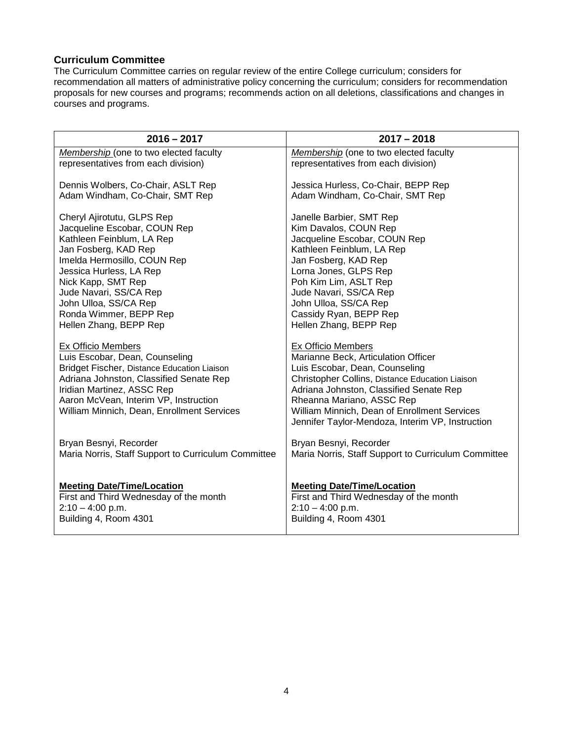## Curriculum Committee

The Curriculum Committee carries on regular review of the entire College curriculum; considers for recommendation all matters of administrative policy concerning the curriculum; considers for recommendation proposals for new courses and programs; recommends action on all deletions, classifications and changes in courses and programs.

| 2016 – 2017 | 2017 – 2018 |
|---|---|
| *Membership* (one to two elected faculty representatives from each division) | *Membership* (one to two elected faculty representatives from each division) |
| Dennis Wolbers, Co-Chair, ASLT Rep<br>Adam Windham, Co-Chair, SMT Rep | Jessica Hurless, Co-Chair, BEPP Rep<br>Adam Windham, Co-Chair, SMT Rep |
| Cheryl Ajirotutu, GLPS Rep<br>Jacqueline Escobar, COUN Rep<br>Kathleen Feinblum, LA Rep<br>Jan Fosberg, KAD Rep<br>Imelda Hermosillo, COUN Rep<br>Jessica Hurless, LA Rep<br>Nick Kapp, SMT Rep<br>Jude Navari, SS/CA Rep<br>John Ulloa, SS/CA Rep<br>Ronda Wimmer, BEPP Rep<br>Hellen Zhang, BEPP Rep | Janelle Barbier, SMT Rep<br>Kim Davalos, COUN Rep<br>Jacqueline Escobar, COUN Rep<br>Kathleen Feinblum, LA Rep<br>Jan Fosberg, KAD Rep<br>Lorna Jones, GLPS Rep<br>Poh Kim Lim, ASLT Rep<br>Jude Navari, SS/CA Rep<br>John Ulloa, SS/CA Rep<br>Cassidy Ryan, BEPP Rep<br>Hellen Zhang, BEPP Rep |
| Ex Officio Members<br>Luis Escobar, Dean, Counseling<br>Bridget Fischer, Distance Education Liaison<br>Adriana Johnston, Classified Senate Rep<br>Iridian Martinez, ASSC Rep<br>Aaron McVean, Interim VP, Instruction<br>William Minnich, Dean, Enrollment Services | Ex Officio Members<br>Marianne Beck, Articulation Officer<br>Luis Escobar, Dean, Counseling<br>Christopher Collins, Distance Education Liaison<br>Adriana Johnston, Classified Senate Rep<br>Rheanna Mariano, ASSC Rep<br>William Minnich, Dean of Enrollment Services<br>Jennifer Taylor-Mendoza, Interim VP, Instruction |
| Bryan Besnyi, Recorder<br>Maria Norris, Staff Support to Curriculum Committee | Bryan Besnyi, Recorder<br>Maria Norris, Staff Support to Curriculum Committee |
| **Meeting Date/Time/Location**<br>First and Third Wednesday of the month<br>2:10 – 4:00 p.m.<br>Building 4, Room 4301 | **Meeting Date/Time/Location**<br>First and Third Wednesday of the month<br>2:10 – 4:00 p.m.<br>Building 4, Room 4301 |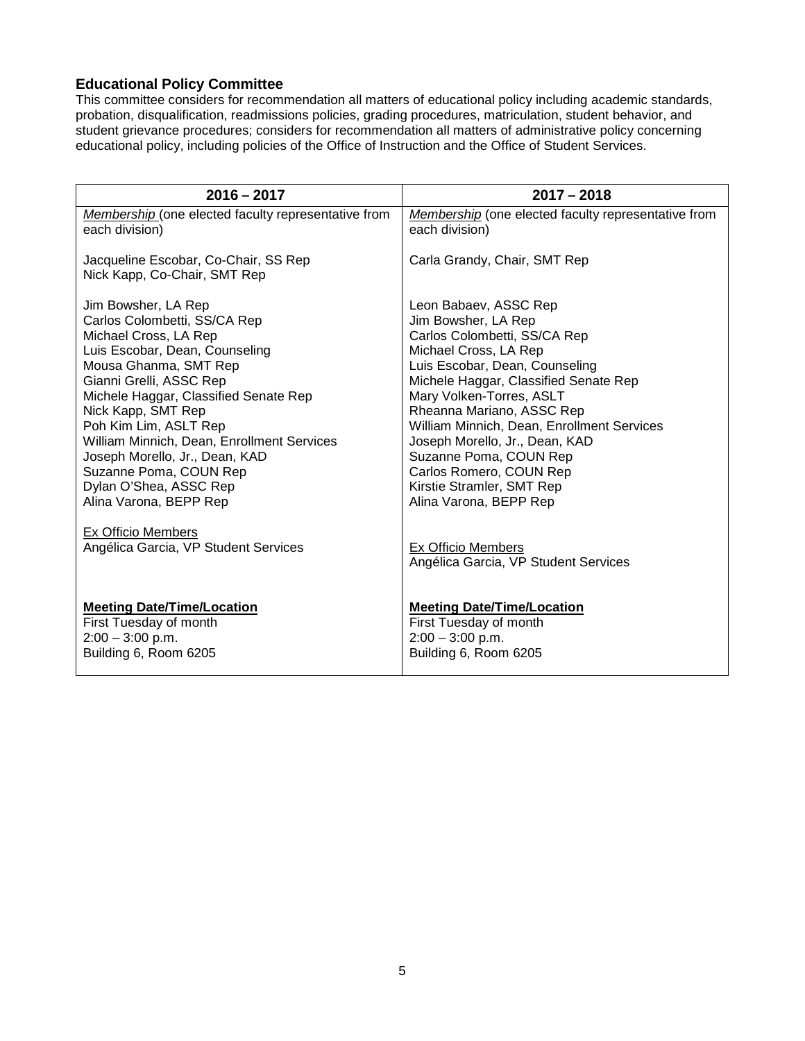### Educational Policy Committee

This committee considers for recommendation all matters of educational policy including academic standards, probation, disqualification, readmissions policies, grading procedures, matriculation, student behavior, and student grievance procedures; considers for recommendation all matters of administrative policy concerning educational policy, including policies of the Office of Instruction and the Office of Student Services.

| 2016 – 2017 | 2017 – 2018 |
|---|---|
| *Membership* (one elected faculty representative from each division)<br><br>Jacqueline Escobar, Co-Chair, SS Rep<br>Nick Kapp, Co-Chair, SMT Rep<br><br>Jim Bowsher, LA Rep<br>Carlos Colombetti, SS/CA Rep<br>Michael Cross, LA Rep<br>Luis Escobar, Dean, Counseling<br>Mousa Ghanma, SMT Rep<br>Gianni Grelli, ASSC Rep<br>Michele Haggar, Classified Senate Rep<br>Nick Kapp, SMT Rep<br>Poh Kim Lim, ASLT Rep<br>William Minnich, Dean, Enrollment Services<br>Joseph Morello, Jr., Dean, KAD<br>Suzanne Poma, COUN Rep<br>Dylan O'Shea, ASSC Rep<br>Alina Varona, BEPP Rep<br><br>Ex Officio Members<br>Angélica Garcia, VP Student Services<br><br>**Meeting Date/Time/Location**<br>First Tuesday of month<br>2:00 – 3:00 p.m.<br>Building 6, Room 6205 | *Membership* (one elected faculty representative from each division)<br><br>Carla Grandy, Chair, SMT Rep<br><br>Leon Babaev, ASSC Rep<br>Jim Bowsher, LA Rep<br>Carlos Colombetti, SS/CA Rep<br>Michael Cross, LA Rep<br>Luis Escobar, Dean, Counseling<br>Michele Haggar, Classified Senate Rep<br>Mary Volken-Torres, ASLT<br>Rheanna Mariano, ASSC Rep<br>William Minnich, Dean, Enrollment Services<br>Joseph Morello, Jr., Dean, KAD<br>Suzanne Poma, COUN Rep<br>Carlos Romero, COUN Rep<br>Kirstie Stramler, SMT Rep<br>Alina Varona, BEPP Rep<br><br>Ex Officio Members<br>Angélica Garcia, VP Student Services<br><br>**Meeting Date/Time/Location**<br>First Tuesday of month<br>2:00 – 3:00 p.m.<br>Building 6, Room 6205 |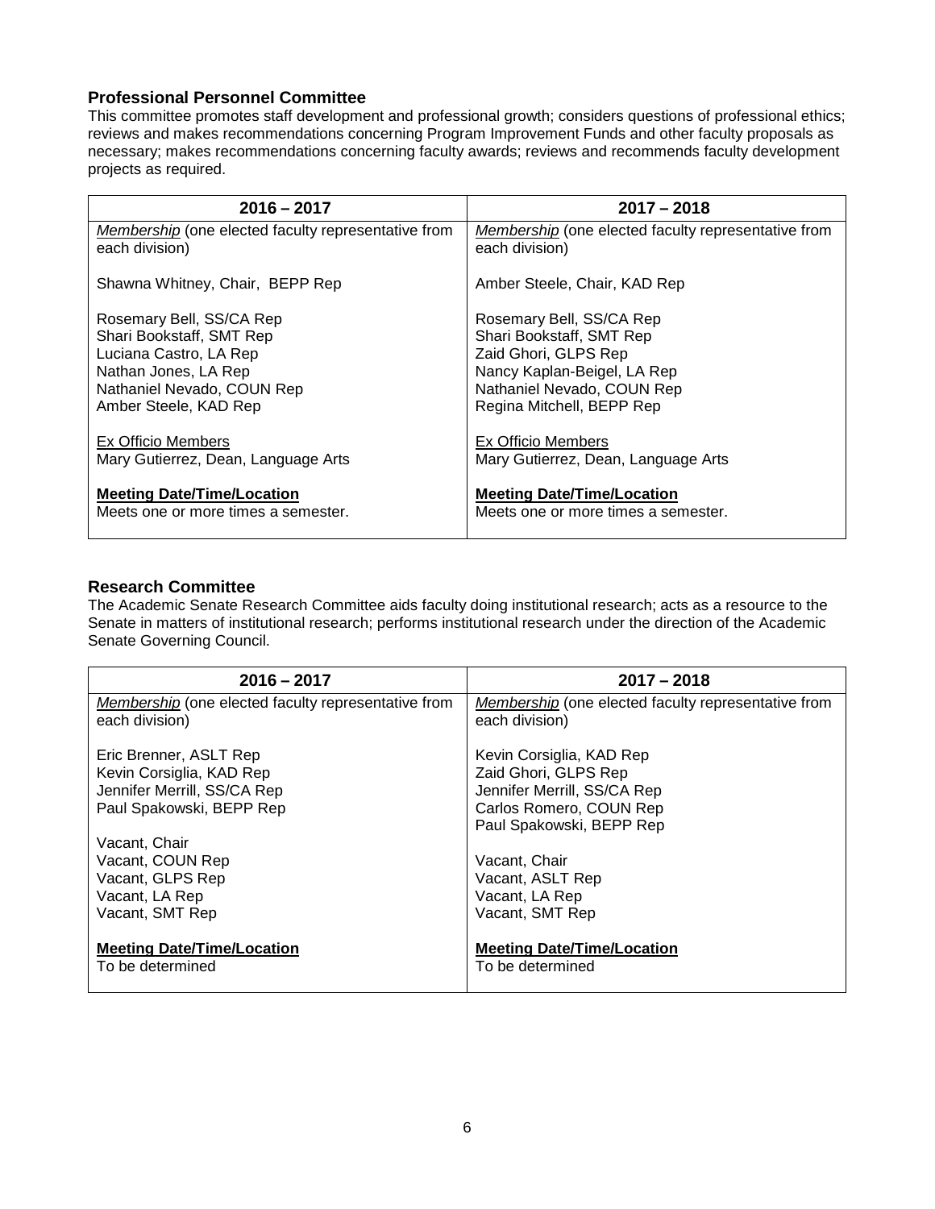### Professional Personnel Committee

This committee promotes staff development and professional growth; considers questions of professional ethics; reviews and makes recommendations concerning Program Improvement Funds and other faculty proposals as necessary; makes recommendations concerning faculty awards; reviews and recommends faculty development projects as required.

| 2016 – 2017 | 2017 – 2018 |
|---|---|
| *Membership* (one elected faculty representative from each division) | *Membership* (one elected faculty representative from each division) |
| Shawna Whitney, Chair, BEPP Rep | Amber Steele, Chair, KAD Rep |
| Rosemary Bell, SS/CA Rep<br>Shari Bookstaff, SMT Rep<br>Luciana Castro, LA Rep<br>Nathan Jones, LA Rep<br>Nathaniel Nevado, COUN Rep<br>Amber Steele, KAD Rep | Rosemary Bell, SS/CA Rep<br>Shari Bookstaff, SMT Rep<br>Zaid Ghori, GLPS Rep<br>Nancy Kaplan-Beigel, LA Rep<br>Nathaniel Nevado, COUN Rep<br>Regina Mitchell, BEPP Rep |
| Ex Officio Members<br>Mary Gutierrez, Dean, Language Arts | Ex Officio Members<br>Mary Gutierrez, Dean, Language Arts |
| **Meeting Date/Time/Location**<br>Meets one or more times a semester. | **Meeting Date/Time/Location**<br>Meets one or more times a semester. |

### Research Committee

The Academic Senate Research Committee aids faculty doing institutional research; acts as a resource to the Senate in matters of institutional research; performs institutional research under the direction of the Academic Senate Governing Council.

| 2016 – 2017 | 2017 – 2018 |
|---|---|
| *Membership* (one elected faculty representative from each division) | *Membership* (one elected faculty representative from each division) |
| Eric Brenner, ASLT Rep<br>Kevin Corsiglia, KAD Rep<br>Jennifer Merrill, SS/CA Rep<br>Paul Spakowski, BEPP Rep | Kevin Corsiglia, KAD Rep<br>Zaid Ghori, GLPS Rep<br>Jennifer Merrill, SS/CA Rep<br>Carlos Romero, COUN Rep<br>Paul Spakowski, BEPP Rep |
| Vacant, Chair<br>Vacant, COUN Rep<br>Vacant, GLPS Rep<br>Vacant, LA Rep<br>Vacant, SMT Rep | Vacant, Chair<br>Vacant, ASLT Rep<br>Vacant, LA Rep<br>Vacant, SMT Rep |
| **Meeting Date/Time/Location**<br>To be determined | **Meeting Date/Time/Location**<br>To be determined |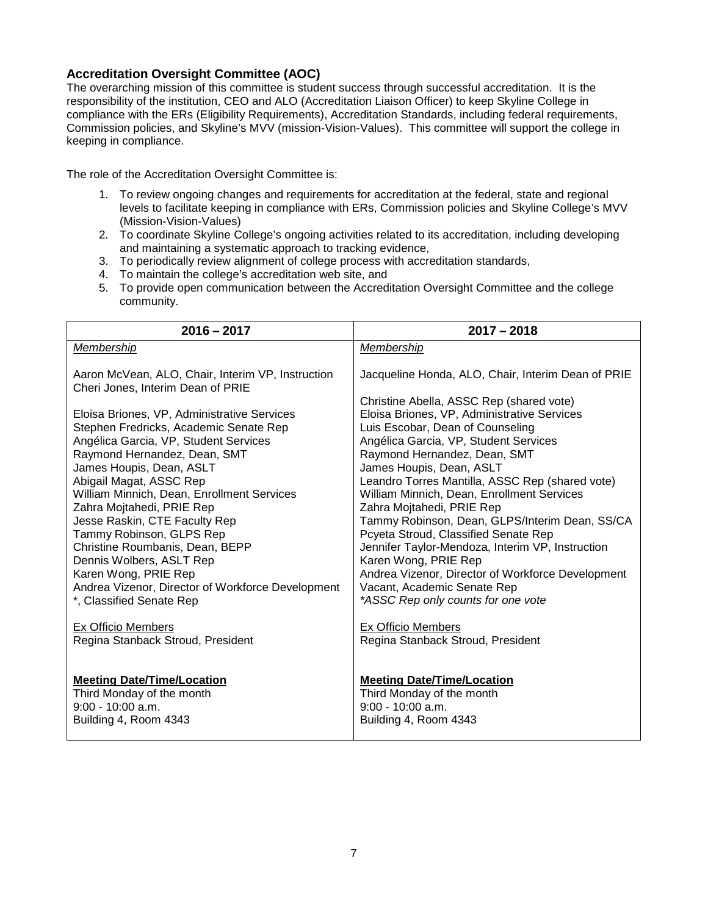### Accreditation Oversight Committee (AOC)

The overarching mission of this committee is student success through successful accreditation. It is the responsibility of the institution, CEO and ALO (Accreditation Liaison Officer) to keep Skyline College in compliance with the ERs (Eligibility Requirements), Accreditation Standards, including federal requirements, Commission policies, and Skyline's MVV (mission-Vision-Values). This committee will support the college in keeping in compliance.

The role of the Accreditation Oversight Committee is:

1. To review ongoing changes and requirements for accreditation at the federal, state and regional levels to facilitate keeping in compliance with ERs, Commission policies and Skyline College's MVV (Mission-Vision-Values)
2. To coordinate Skyline College's ongoing activities related to its accreditation, including developing and maintaining a systematic approach to tracking evidence,
3. To periodically review alignment of college process with accreditation standards,
4. To maintain the college's accreditation web site, and
5. To provide open communication between the Accreditation Oversight Committee and the college community.

| 2016 – 2017 | 2017 – 2018 |
|---|---|
| *Membership*<br><br>Aaron McVean, ALO, Chair, Interim VP, Instruction<br>Cheri Jones, Interim Dean of PRIE<br><br>Eloisa Briones, VP, Administrative Services<br>Stephen Fredricks, Academic Senate Rep<br>Angélica Garcia, VP, Student Services<br>Raymond Hernandez, Dean, SMT<br>James Houpis, Dean, ASLT<br>Abigail Magat, ASSC Rep<br>William Minnich, Dean, Enrollment Services<br>Zahra Mojtahedi, PRIE Rep<br>Jesse Raskin, CTE Faculty Rep<br>Tammy Robinson, GLPS Rep<br>Christine Roumbanis, Dean, BEPP<br>Dennis Wolbers, ASLT Rep<br>Karen Wong, PRIE Rep<br>Andrea Vizenor, Director of Workforce Development<br>*, Classified Senate Rep<br><br>Ex Officio Members<br>Regina Stanback Stroud, President<br><br>**Meeting Date/Time/Location**<br>Third Monday of the month<br>9:00 - 10:00 a.m.<br>Building 4, Room 4343 | *Membership*<br><br>Jacqueline Honda, ALO, Chair, Interim Dean of PRIE<br><br>Christine Abella, ASSC Rep (shared vote)<br>Eloisa Briones, VP, Administrative Services<br>Luis Escobar, Dean of Counseling<br>Angélica Garcia, VP, Student Services<br>Raymond Hernandez, Dean, SMT<br>James Houpis, Dean, ASLT<br>Leandro Torres Mantilla, ASSC Rep (shared vote)<br>William Minnich, Dean, Enrollment Services<br>Zahra Mojtahedi, PRIE Rep<br>Tammy Robinson, Dean, GLPS/Interim Dean, SS/CA<br>Pcyeta Stroud, Classified Senate Rep<br>Jennifer Taylor-Mendoza, Interim VP, Instruction<br>Karen Wong, PRIE Rep<br>Andrea Vizenor, Director of Workforce Development<br>Vacant, Academic Senate Rep<br>*\*ASSC Rep only counts for one vote*<br><br>Ex Officio Members<br>Regina Stanback Stroud, President<br><br>**Meeting Date/Time/Location**<br>Third Monday of the month<br>9:00 - 10:00 a.m.<br>Building 4, Room 4343 |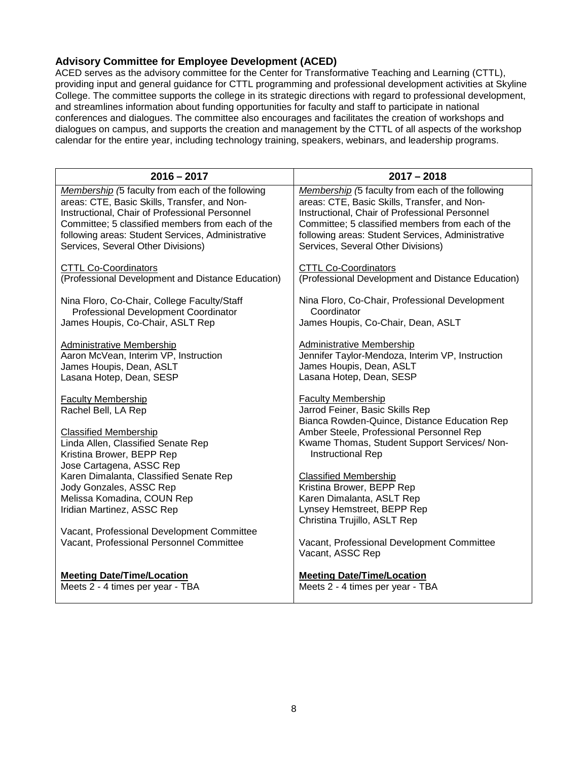### Advisory Committee for Employee Development (ACED)

ACED serves as the advisory committee for the Center for Transformative Teaching and Learning (CTTL), providing input and general guidance for CTTL programming and professional development activities at Skyline College. The committee supports the college in its strategic directions with regard to professional development, and streamlines information about funding opportunities for faculty and staff to participate in national conferences and dialogues. The committee also encourages and facilitates the creation of workshops and dialogues on campus, and supports the creation and management by the CTTL of all aspects of the workshop calendar for the entire year, including technology training, speakers, webinars, and leadership programs.

| 2016 – 2017 | 2017 – 2018 |
|---|---|
| *Membership (*5 faculty from each of the following areas: CTE, Basic Skills, Transfer, and Non-Instructional, Chair of Professional Personnel Committee; 5 classified members from each of the following areas: Student Services, Administrative Services, Several Other Divisions)<br><br>CTTL Co-Coordinators<br>(Professional Development and Distance Education)<br><br>Nina Floro, Co-Chair, College Faculty/Staff Professional Development Coordinator<br>James Houpis, Co-Chair, ASLT Rep<br><br>Administrative Membership<br>Aaron McVean, Interim VP, Instruction<br>James Houpis, Dean, ASLT<br>Lasana Hotep, Dean, SESP<br><br>Faculty Membership<br>Rachel Bell, LA Rep<br><br>Classified Membership<br>Linda Allen, Classified Senate Rep<br>Kristina Brower, BEPP Rep<br>Jose Cartagena, ASSC Rep<br>Karen Dimalanta, Classified Senate Rep<br>Jody Gonzales, ASSC Rep<br>Melissa Komadina, COUN Rep<br>Iridian Martinez, ASSC Rep<br><br>Vacant, Professional Development Committee<br>Vacant, Professional Personnel Committee<br><br>**Meeting Date/Time/Location**<br>Meets 2 - 4 times per year - TBA | *Membership (*5 faculty from each of the following areas: CTE, Basic Skills, Transfer, and Non-Instructional, Chair of Professional Personnel Committee; 5 classified members from each of the following areas: Student Services, Administrative Services, Several Other Divisions)<br><br>CTTL Co-Coordinators<br>(Professional Development and Distance Education)<br><br>Nina Floro, Co-Chair, Professional Development Coordinator<br>James Houpis, Co-Chair, Dean, ASLT<br><br>Administrative Membership<br>Jennifer Taylor-Mendoza, Interim VP, Instruction<br>James Houpis, Dean, ASLT<br>Lasana Hotep, Dean, SESP<br><br>Faculty Membership<br>Jarrod Feiner, Basic Skills Rep<br>Bianca Rowden-Quince, Distance Education Rep<br>Amber Steele, Professional Personnel Rep<br>Kwame Thomas, Student Support Services/ Non-Instructional Rep<br><br>Classified Membership<br>Kristina Brower, BEPP Rep<br>Karen Dimalanta, ASLT Rep<br>Lynsey Hemstreet, BEPP Rep<br>Christina Trujillo, ASLT Rep<br><br>Vacant, Professional Development Committee<br>Vacant, ASSC Rep<br><br>**Meeting Date/Time/Location**<br>Meets 2 - 4 times per year - TBA |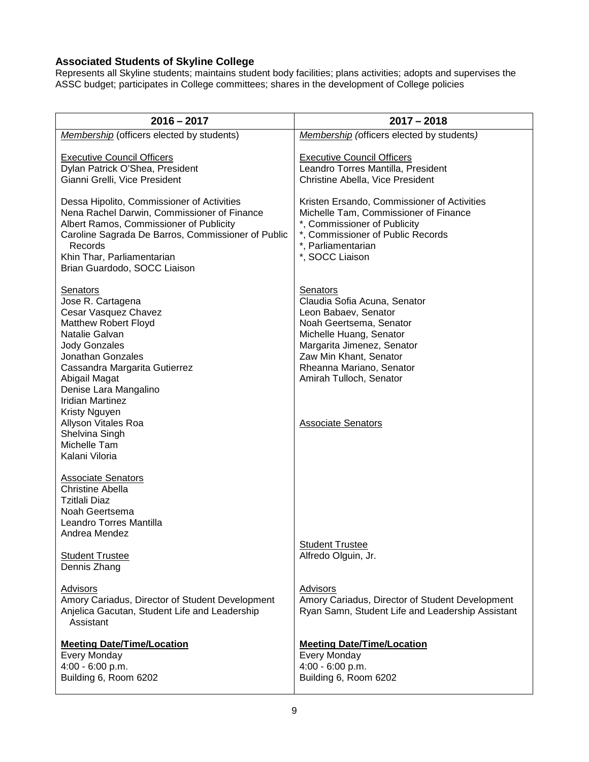### Associated Students of Skyline College

Represents all Skyline students; maintains student body facilities; plans activities; adopts and supervises the ASSC budget; participates in College committees; shares in the development of College policies

| 2016 – 2017 | 2017 – 2018 |
|---|---|
| *Membership* (officers elected by students)<br><br>Executive Council Officers<br>Dylan Patrick O'Shea, President<br>Gianni Grelli, Vice President<br><br>Dessa Hipolito, Commissioner of Activities<br>Nena Rachel Darwin, Commissioner of Finance<br>Albert Ramos, Commissioner of Publicity<br>Caroline Sagrada De Barros, Commissioner of Public Records<br>Khin Thar, Parliamentarian<br>Brian Guardodo, SOCC Liaison<br><br>Senators<br>Jose R. Cartagena<br>Cesar Vasquez Chavez<br>Matthew Robert Floyd<br>Natalie Galvan<br>Jody Gonzales<br>Jonathan Gonzales<br>Cassandra Margarita Gutierrez<br>Abigail Magat<br>Denise Lara Mangalino<br>Iridian Martinez<br>Kristy Nguyen<br>Allyson Vitales Roa<br>Shelvina Singh<br>Michelle Tam<br>Kalani Viloria<br><br>Associate Senators<br>Christine Abella<br>Tzitlali Diaz<br>Noah Geertsema<br>Leandro Torres Mantilla<br>Andrea Mendez<br><br>Student Trustee<br>Dennis Zhang<br><br>Advisors<br>Amory Cariadus, Director of Student Development<br>Anjelica Gacutan, Student Life and Leadership Assistant<br><br>**Meeting Date/Time/Location**<br>Every Monday<br>4:00 - 6:00 p.m.<br>Building 6, Room 6202 | *Membership (*officers elected by students*)*<br><br>Executive Council Officers<br>Leandro Torres Mantilla, President<br>Christine Abella, Vice President<br><br>Kristen Ersando, Commissioner of Activities<br>Michelle Tam, Commissioner of Finance<br>*, Commissioner of Publicity<br>*, Commissioner of Public Records<br>*, Parliamentarian<br>*, SOCC Liaison<br><br>Senators<br>Claudia Sofia Acuna, Senator<br>Leon Babaev, Senator<br>Noah Geertsema, Senator<br>Michelle Huang, Senator<br>Margarita Jimenez, Senator<br>Zaw Min Khant, Senator<br>Rheanna Mariano, Senator<br>Amirah Tulloch, Senator<br><br>Associate Senators<br><br>Student Trustee<br>Alfredo Olguin, Jr.<br><br>Advisors<br>Amory Cariadus, Director of Student Development<br>Ryan Samn, Student Life and Leadership Assistant<br><br>**Meeting Date/Time/Location**<br>Every Monday<br>4:00 - 6:00 p.m.<br>Building 6, Room 6202 |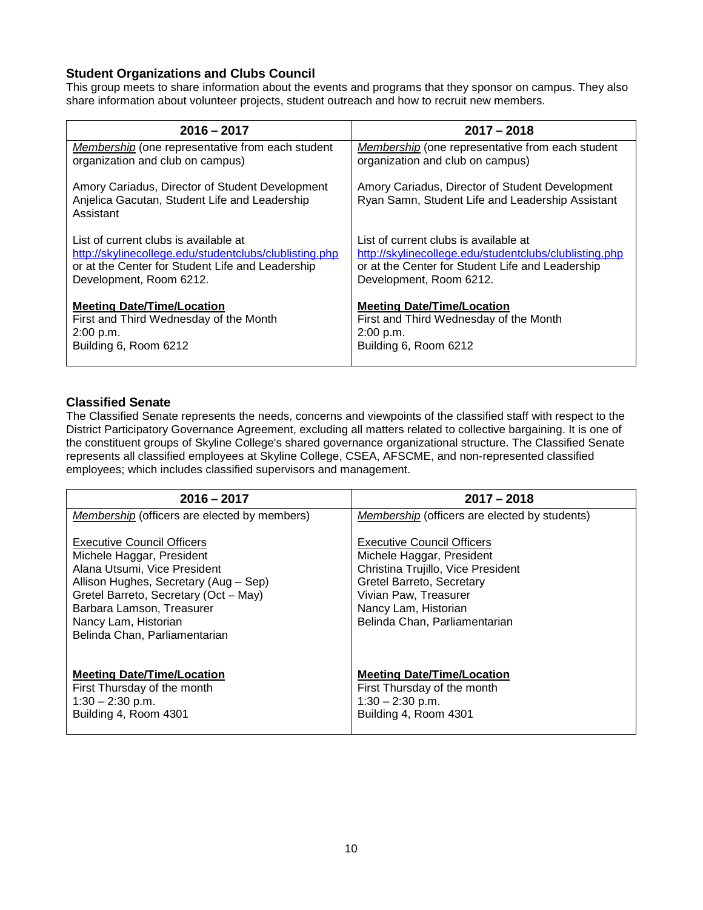### Student Organizations and Clubs Council

This group meets to share information about the events and programs that they sponsor on campus. They also share information about volunteer projects, student outreach and how to recruit new members.

| 2016 – 2017 | 2017 – 2018 |
| --- | --- |
| *Membership* (one representative from each student organization and club on campus)<br><br>Amory Cariadus, Director of Student Development<br>Anjelica Gacutan, Student Life and Leadership Assistant<br><br>List of current clubs is available at http://skylinecollege.edu/studentclubs/clublisting.php or at the Center for Student Life and Leadership Development, Room 6212.<br><br>**Meeting Date/Time/Location**<br>First and Third Wednesday of the Month<br>2:00 p.m.<br>Building 6, Room 6212 | *Membership* (one representative from each student organization and club on campus)<br><br>Amory Cariadus, Director of Student Development<br>Ryan Samn, Student Life and Leadership Assistant<br><br>List of current clubs is available at http://skylinecollege.edu/studentclubs/clublisting.php or at the Center for Student Life and Leadership Development, Room 6212.<br><br>**Meeting Date/Time/Location**<br>First and Third Wednesday of the Month<br>2:00 p.m.<br>Building 6, Room 6212 |

### Classified Senate

The Classified Senate represents the needs, concerns and viewpoints of the classified staff with respect to the District Participatory Governance Agreement, excluding all matters related to collective bargaining. It is one of the constituent groups of Skyline College's shared governance organizational structure. The Classified Senate represents all classified employees at Skyline College, CSEA, AFSCME, and non-represented classified employees; which includes classified supervisors and management.

| 2016 – 2017 | 2017 – 2018 |
| --- | --- |
| *Membership* (officers are elected by members)<br><br>Executive Council Officers<br>Michele Haggar, President<br>Alana Utsumi, Vice President<br>Allison Hughes, Secretary (Aug – Sep)<br>Gretel Barreto, Secretary (Oct – May)<br>Barbara Lamson, Treasurer<br>Nancy Lam, Historian<br>Belinda Chan, Parliamentarian<br><br>**Meeting Date/Time/Location**<br>First Thursday of the month<br>1:30 – 2:30 p.m.<br>Building 4, Room 4301 | *Membership* (officers are elected by students)<br><br>Executive Council Officers<br>Michele Haggar, President<br>Christina Trujillo, Vice President<br>Gretel Barreto, Secretary<br>Vivian Paw, Treasurer<br>Nancy Lam, Historian<br>Belinda Chan, Parliamentarian<br><br>**Meeting Date/Time/Location**<br>First Thursday of the month<br>1:30 – 2:30 p.m.<br>Building 4, Room 4301 |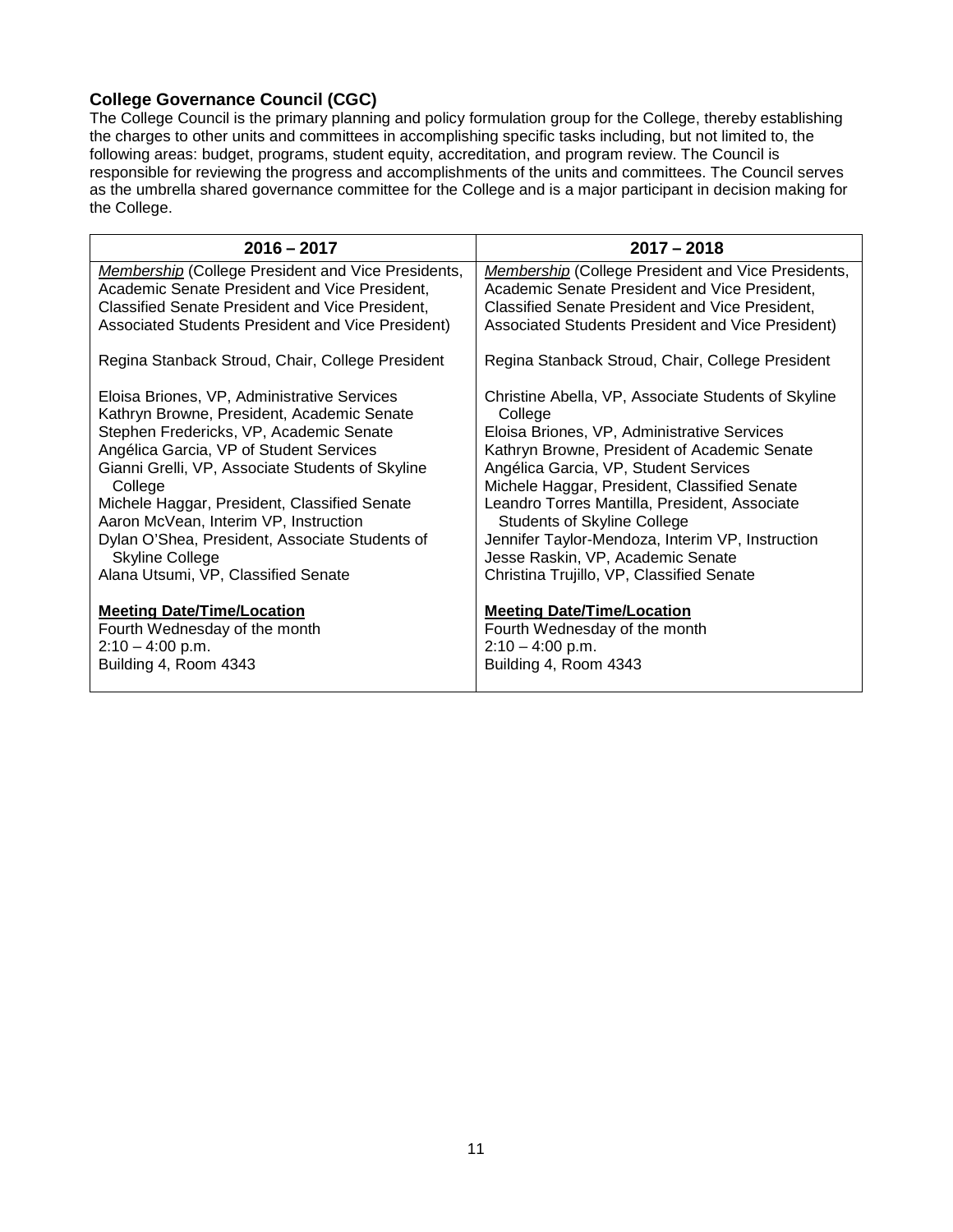### College Governance Council (CGC)

The College Council is the primary planning and policy formulation group for the College, thereby establishing the charges to other units and committees in accomplishing specific tasks including, but not limited to, the following areas: budget, programs, student equity, accreditation, and program review. The Council is responsible for reviewing the progress and accomplishments of the units and committees. The Council serves as the umbrella shared governance committee for the College and is a major participant in decision making for the College.

| 2016 – 2017 | 2017 – 2018 |
|---|---|
| *Membership* (College President and Vice Presidents, Academic Senate President and Vice President, Classified Senate President and Vice President, Associated Students President and Vice President)<br><br>Regina Stanback Stroud, Chair, College President<br><br>Eloisa Briones, VP, Administrative Services<br>Kathryn Browne, President, Academic Senate<br>Stephen Fredericks, VP, Academic Senate<br>Angélica Garcia, VP of Student Services<br>Gianni Grelli, VP, Associate Students of Skyline College<br>Michele Haggar, President, Classified Senate<br>Aaron McVean, Interim VP, Instruction<br>Dylan O'Shea, President, Associate Students of Skyline College<br>Alana Utsumi, VP, Classified Senate<br><br>**Meeting Date/Time/Location**<br>Fourth Wednesday of the month<br>2:10 – 4:00 p.m.<br>Building 4, Room 4343 | *Membership* (College President and Vice Presidents, Academic Senate President and Vice President, Classified Senate President and Vice President, Associated Students President and Vice President)<br><br>Regina Stanback Stroud, Chair, College President<br><br>Christine Abella, VP, Associate Students of Skyline College<br>Eloisa Briones, VP, Administrative Services<br>Kathryn Browne, President of Academic Senate<br>Angélica Garcia, VP, Student Services<br>Michele Haggar, President, Classified Senate<br>Leandro Torres Mantilla, President, Associate Students of Skyline College<br>Jennifer Taylor-Mendoza, Interim VP, Instruction<br>Jesse Raskin, VP, Academic Senate<br>Christina Trujillo, VP, Classified Senate<br><br>**Meeting Date/Time/Location**<br>Fourth Wednesday of the month<br>2:10 – 4:00 p.m.<br>Building 4, Room 4343 |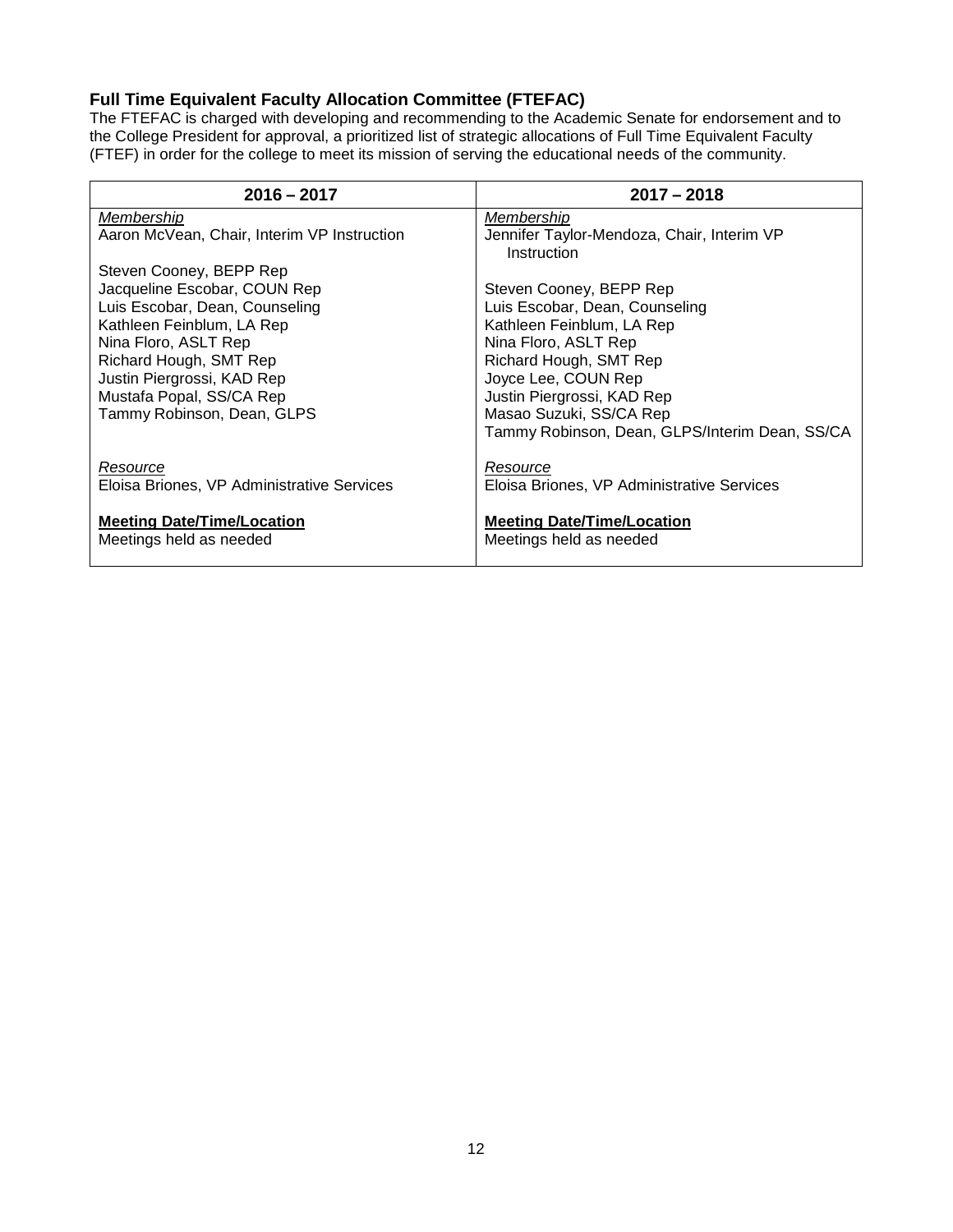### Full Time Equivalent Faculty Allocation Committee (FTEFAC)

The FTEFAC is charged with developing and recommending to the Academic Senate for endorsement and to the College President for approval, a prioritized list of strategic allocations of Full Time Equivalent Faculty (FTEF) in order for the college to meet its mission of serving the educational needs of the community.

| 2016 – 2017 | 2017 – 2018 |
|---|---|
| *Membership*<br>Aaron McVean, Chair, Interim VP Instruction<br><br>Steven Cooney, BEPP Rep<br>Jacqueline Escobar, COUN Rep<br>Luis Escobar, Dean, Counseling<br>Kathleen Feinblum, LA Rep<br>Nina Floro, ASLT Rep<br>Richard Hough, SMT Rep<br>Justin Piergrossi, KAD Rep<br>Mustafa Popal, SS/CA Rep<br>Tammy Robinson, Dean, GLPS<br><br>*Resource*<br>Eloisa Briones, VP Administrative Services<br><br>**Meeting Date/Time/Location**<br>Meetings held as needed | *Membership*<br>Jennifer Taylor-Mendoza, Chair, Interim VP Instruction<br><br>Steven Cooney, BEPP Rep<br>Luis Escobar, Dean, Counseling<br>Kathleen Feinblum, LA Rep<br>Nina Floro, ASLT Rep<br>Richard Hough, SMT Rep<br>Joyce Lee, COUN Rep<br>Justin Piergrossi, KAD Rep<br>Masao Suzuki, SS/CA Rep<br>Tammy Robinson, Dean, GLPS/Interim Dean, SS/CA<br><br>*Resource*<br>Eloisa Briones, VP Administrative Services<br><br>**Meeting Date/Time/Location**<br>Meetings held as needed |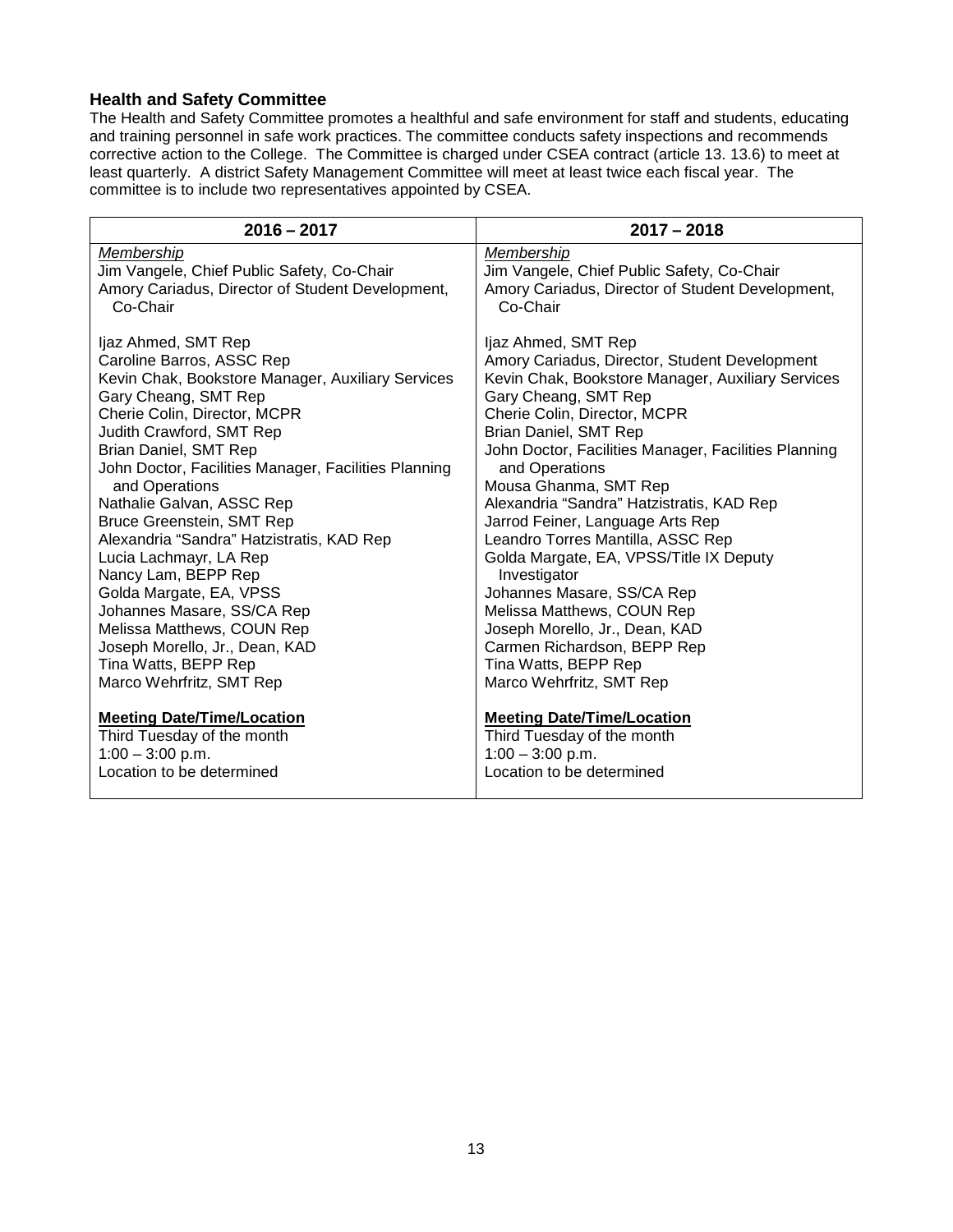### Health and Safety Committee

The Health and Safety Committee promotes a healthful and safe environment for staff and students, educating and training personnel in safe work practices. The committee conducts safety inspections and recommends corrective action to the College. The Committee is charged under CSEA contract (article 13. 13.6) to meet at least quarterly. A district Safety Management Committee will meet at least twice each fiscal year. The committee is to include two representatives appointed by CSEA.

| 2016 – 2017 | 2017 – 2018 |
|---|---|
| *Membership*<br>Jim Vangele, Chief Public Safety, Co-Chair<br>Amory Cariadus, Director of Student Development, Co-Chair<br><br>Ijaz Ahmed, SMT Rep<br>Caroline Barros, ASSC Rep<br>Kevin Chak, Bookstore Manager, Auxiliary Services<br>Gary Cheang, SMT Rep<br>Cherie Colin, Director, MCPR<br>Judith Crawford, SMT Rep<br>Brian Daniel, SMT Rep<br>John Doctor, Facilities Manager, Facilities Planning and Operations<br>Nathalie Galvan, ASSC Rep<br>Bruce Greenstein, SMT Rep<br>Alexandria "Sandra" Hatzistratis, KAD Rep<br>Lucia Lachmayr, LA Rep<br>Nancy Lam, BEPP Rep<br>Golda Margate, EA, VPSS<br>Johannes Masare, SS/CA Rep<br>Melissa Matthews, COUN Rep<br>Joseph Morello, Jr., Dean, KAD<br>Tina Watts, BEPP Rep<br>Marco Wehrfritz, SMT Rep<br><br>**Meeting Date/Time/Location**<br>Third Tuesday of the month<br>1:00 – 3:00 p.m.<br>Location to be determined | *Membership*<br>Jim Vangele, Chief Public Safety, Co-Chair<br>Amory Cariadus, Director of Student Development, Co-Chair<br><br>Ijaz Ahmed, SMT Rep<br>Amory Cariadus, Director, Student Development<br>Kevin Chak, Bookstore Manager, Auxiliary Services<br>Gary Cheang, SMT Rep<br>Cherie Colin, Director, MCPR<br>Brian Daniel, SMT Rep<br>John Doctor, Facilities Manager, Facilities Planning and Operations<br>Mousa Ghanma, SMT Rep<br>Alexandria "Sandra" Hatzistratis, KAD Rep<br>Jarrod Feiner, Language Arts Rep<br>Leandro Torres Mantilla, ASSC Rep<br>Golda Margate, EA, VPSS/Title IX Deputy Investigator<br>Johannes Masare, SS/CA Rep<br>Melissa Matthews, COUN Rep<br>Joseph Morello, Jr., Dean, KAD<br>Carmen Richardson, BEPP Rep<br>Tina Watts, BEPP Rep<br>Marco Wehrfritz, SMT Rep<br><br>**Meeting Date/Time/Location**<br>Third Tuesday of the month<br>1:00 – 3:00 p.m.<br>Location to be determined |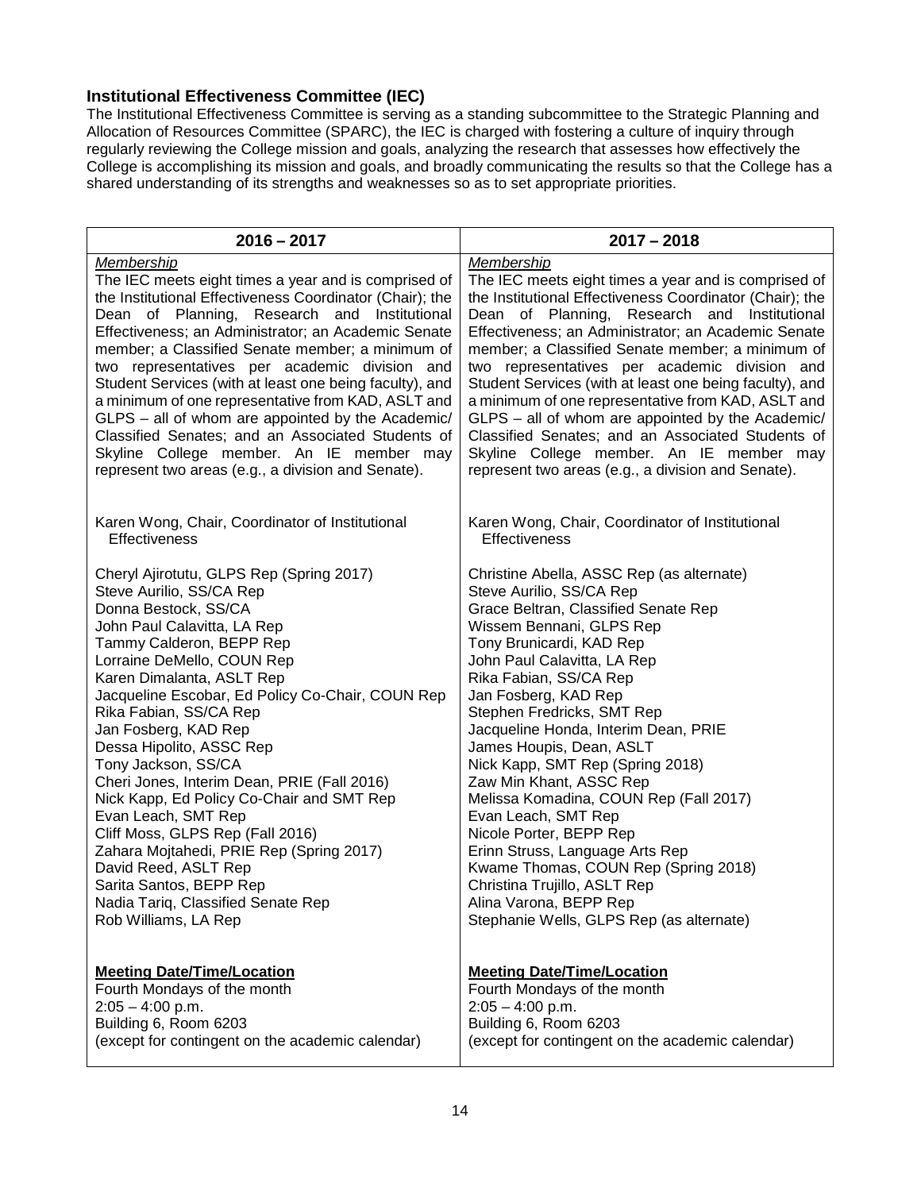### Institutional Effectiveness Committee (IEC)

The Institutional Effectiveness Committee is serving as a standing subcommittee to the Strategic Planning and Allocation of Resources Committee (SPARC), the IEC is charged with fostering a culture of inquiry through regularly reviewing the College mission and goals, analyzing the research that assesses how effectively the College is accomplishing its mission and goals, and broadly communicating the results so that the College has a shared understanding of its strengths and weaknesses so as to set appropriate priorities.

| 2016 – 2017 | 2017 – 2018 |
|---|---|
| *Membership*<br>The IEC meets eight times a year and is comprised of the Institutional Effectiveness Coordinator (Chair); the Dean of Planning, Research and Institutional Effectiveness; an Administrator; an Academic Senate member; a Classified Senate member; a minimum of two representatives per academic division and Student Services (with at least one being faculty), and a minimum of one representative from KAD, ASLT and GLPS – all of whom are appointed by the Academic/ Classified Senates; and an Associated Students of Skyline College member. An IE member may represent two areas (e.g., a division and Senate). | *Membership*<br>The IEC meets eight times a year and is comprised of the Institutional Effectiveness Coordinator (Chair); the Dean of Planning, Research and Institutional Effectiveness; an Administrator; an Academic Senate member; a Classified Senate member; a minimum of two representatives per academic division and Student Services (with at least one being faculty), and a minimum of one representative from KAD, ASLT and GLPS – all of whom are appointed by the Academic/ Classified Senates; and an Associated Students of Skyline College member. An IE member may represent two areas (e.g., a division and Senate). |
| Karen Wong, Chair, Coordinator of Institutional Effectiveness | Karen Wong, Chair, Coordinator of Institutional Effectiveness |
| Cheryl Ajirotutu, GLPS Rep (Spring 2017)<br>Steve Aurilio, SS/CA Rep<br>Donna Bestock, SS/CA<br>John Paul Calavitta, LA Rep<br>Tammy Calderon, BEPP Rep<br>Lorraine DeMello, COUN Rep<br>Karen Dimalanta, ASLT Rep<br>Jacqueline Escobar, Ed Policy Co-Chair, COUN Rep<br>Rika Fabian, SS/CA Rep<br>Jan Fosberg, KAD Rep<br>Dessa Hipolito, ASSC Rep<br>Tony Jackson, SS/CA<br>Cheri Jones, Interim Dean, PRIE (Fall 2016)<br>Nick Kapp, Ed Policy Co-Chair and SMT Rep<br>Evan Leach, SMT Rep<br>Cliff Moss, GLPS Rep (Fall 2016)<br>Zahara Mojtahedi, PRIE Rep (Spring 2017)<br>David Reed, ASLT Rep<br>Sarita Santos, BEPP Rep<br>Nadia Tariq, Classified Senate Rep<br>Rob Williams, LA Rep | Christine Abella, ASSC Rep (as alternate)<br>Steve Aurilio, SS/CA Rep<br>Grace Beltran, Classified Senate Rep<br>Wissem Bennani, GLPS Rep<br>Tony Brunicardi, KAD Rep<br>John Paul Calavitta, LA Rep<br>Rika Fabian, SS/CA Rep<br>Jan Fosberg, KAD Rep<br>Stephen Fredricks, SMT Rep<br>Jacqueline Honda, Interim Dean, PRIE<br>James Houpis, Dean, ASLT<br>Nick Kapp, SMT Rep (Spring 2018)<br>Zaw Min Khant, ASSC Rep<br>Melissa Komadina, COUN Rep (Fall 2017)<br>Evan Leach, SMT Rep<br>Nicole Porter, BEPP Rep<br>Erinn Struss, Language Arts Rep<br>Kwame Thomas, COUN Rep (Spring 2018)<br>Christina Trujillo, ASLT Rep<br>Alina Varona, BEPP Rep<br>Stephanie Wells, GLPS Rep (as alternate) |
| **Meeting Date/Time/Location**<br>Fourth Mondays of the month<br>2:05 – 4:00 p.m.<br>Building 6, Room 6203<br>(except for contingent on the academic calendar) | **Meeting Date/Time/Location**<br>Fourth Mondays of the month<br>2:05 – 4:00 p.m.<br>Building 6, Room 6203<br>(except for contingent on the academic calendar) |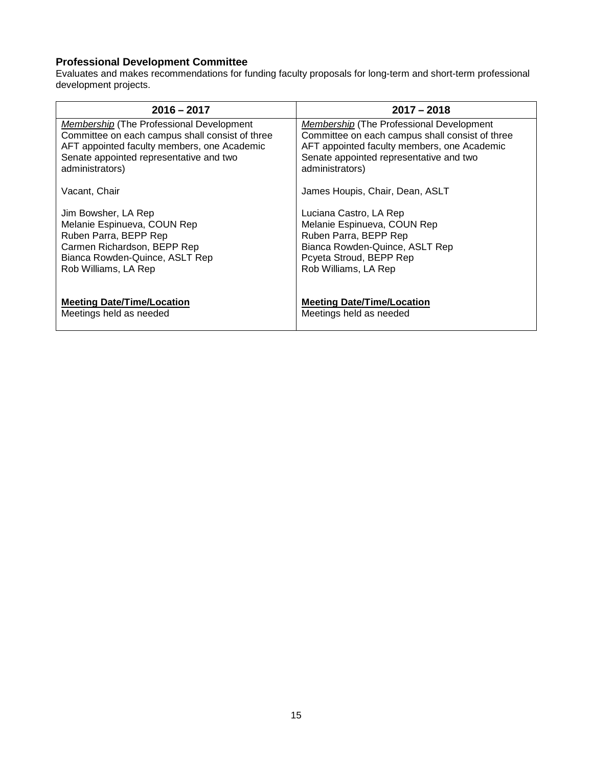### Professional Development Committee

Evaluates and makes recommendations for funding faculty proposals for long-term and short-term professional development projects.

| 2016 – 2017 | 2017 – 2018 |
|---|---|
| *Membership* (The Professional Development Committee on each campus shall consist of three AFT appointed faculty members, one Academic Senate appointed representative and two administrators)<br><br>Vacant, Chair<br><br>Jim Bowsher, LA Rep<br>Melanie Espinueva, COUN Rep<br>Ruben Parra, BEPP Rep<br>Carmen Richardson, BEPP Rep<br>Bianca Rowden-Quince, ASLT Rep<br>Rob Williams, LA Rep<br><br>**Meeting Date/Time/Location**<br>Meetings held as needed | *Membership* (The Professional Development Committee on each campus shall consist of three AFT appointed faculty members, one Academic Senate appointed representative and two administrators)<br><br>James Houpis, Chair, Dean, ASLT<br><br>Luciana Castro, LA Rep<br>Melanie Espinueva, COUN Rep<br>Ruben Parra, BEPP Rep<br>Bianca Rowden-Quince, ASLT Rep<br>Pcyeta Stroud, BEPP Rep<br>Rob Williams, LA Rep<br><br>**Meeting Date/Time/Location**<br>Meetings held as needed |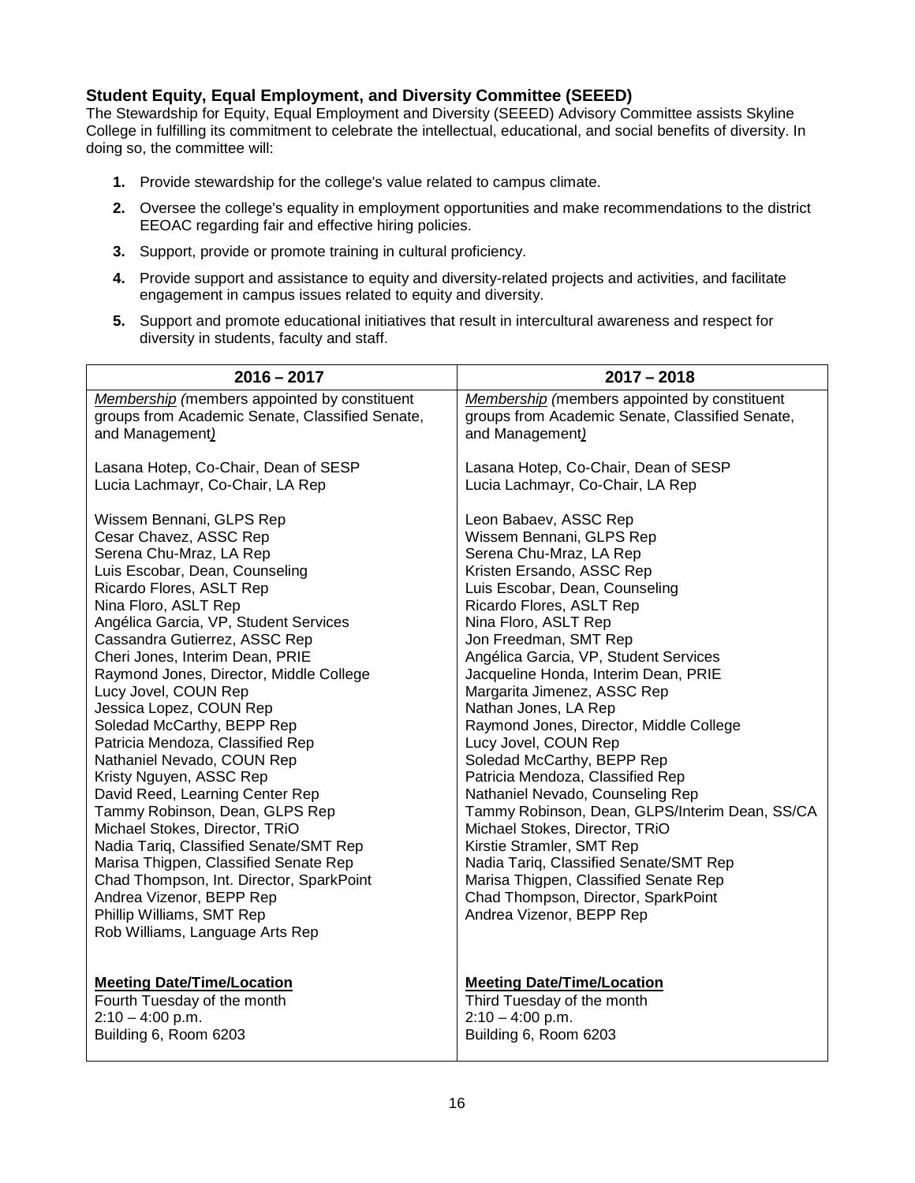### Student Equity, Equal Employment, and Diversity Committee (SEEED)

The Stewardship for Equity, Equal Employment and Diversity (SEEED) Advisory Committee assists Skyline College in fulfilling its commitment to celebrate the intellectual, educational, and social benefits of diversity. In doing so, the committee will:

1. Provide stewardship for the college's value related to campus climate.
2. Oversee the college's equality in employment opportunities and make recommendations to the district EEOAC regarding fair and effective hiring policies.
3. Support, provide or promote training in cultural proficiency.
4. Provide support and assistance to equity and diversity-related projects and activities, and facilitate engagement in campus issues related to equity and diversity.
5. Support and promote educational initiatives that result in intercultural awareness and respect for diversity in students, faculty and staff.

| 2016 – 2017 | 2017 – 2018 |
|---|---|
| *Membership (members appointed by constituent groups from Academic Senate, Classified Senate, and Management)*<br><br>Lasana Hotep, Co-Chair, Dean of SESP<br>Lucia Lachmayr, Co-Chair, LA Rep<br><br>Wissem Bennani, GLPS Rep<br>Cesar Chavez, ASSC Rep<br>Serena Chu-Mraz, LA Rep<br>Luis Escobar, Dean, Counseling<br>Ricardo Flores, ASLT Rep<br>Nina Floro, ASLT Rep<br>Angélica Garcia, VP, Student Services<br>Cassandra Gutierrez, ASSC Rep<br>Cheri Jones, Interim Dean, PRIE<br>Raymond Jones, Director, Middle College<br>Lucy Jovel, COUN Rep<br>Jessica Lopez, COUN Rep<br>Soledad McCarthy, BEPP Rep<br>Patricia Mendoza, Classified Rep<br>Nathaniel Nevado, COUN Rep<br>Kristy Nguyen, ASSC Rep<br>David Reed, Learning Center Rep<br>Tammy Robinson, Dean, GLPS Rep<br>Michael Stokes, Director, TRiO<br>Nadia Tariq, Classified Senate/SMT Rep<br>Marisa Thigpen, Classified Senate Rep<br>Chad Thompson, Int. Director, SparkPoint<br>Andrea Vizenor, BEPP Rep<br>Phillip Williams, SMT Rep<br>Rob Williams, Language Arts Rep<br><br>**Meeting Date/Time/Location**<br>Fourth Tuesday of the month<br>2:10 – 4:00 p.m.<br>Building 6, Room 6203 | *Membership (members appointed by constituent groups from Academic Senate, Classified Senate, and Management)*<br><br>Lasana Hotep, Co-Chair, Dean of SESP<br>Lucia Lachmayr, Co-Chair, LA Rep<br><br>Leon Babaev, ASSC Rep<br>Wissem Bennani, GLPS Rep<br>Serena Chu-Mraz, LA Rep<br>Kristen Ersando, ASSC Rep<br>Luis Escobar, Dean, Counseling<br>Ricardo Flores, ASLT Rep<br>Nina Floro, ASLT Rep<br>Jon Freedman, SMT Rep<br>Angélica Garcia, VP, Student Services<br>Jacqueline Honda, Interim Dean, PRIE<br>Margarita Jimenez, ASSC Rep<br>Nathan Jones, LA Rep<br>Raymond Jones, Director, Middle College<br>Lucy Jovel, COUN Rep<br>Soledad McCarthy, BEPP Rep<br>Patricia Mendoza, Classified Rep<br>Nathaniel Nevado, Counseling Rep<br>Tammy Robinson, Dean, GLPS/Interim Dean, SS/CA<br>Michael Stokes, Director, TRiO<br>Kirstie Stramler, SMT Rep<br>Nadia Tariq, Classified Senate/SMT Rep<br>Marisa Thigpen, Classified Senate Rep<br>Chad Thompson, Director, SparkPoint<br>Andrea Vizenor, BEPP Rep<br><br>**Meeting Date/Time/Location**<br>Third Tuesday of the month<br>2:10 – 4:00 p.m.<br>Building 6, Room 6203 |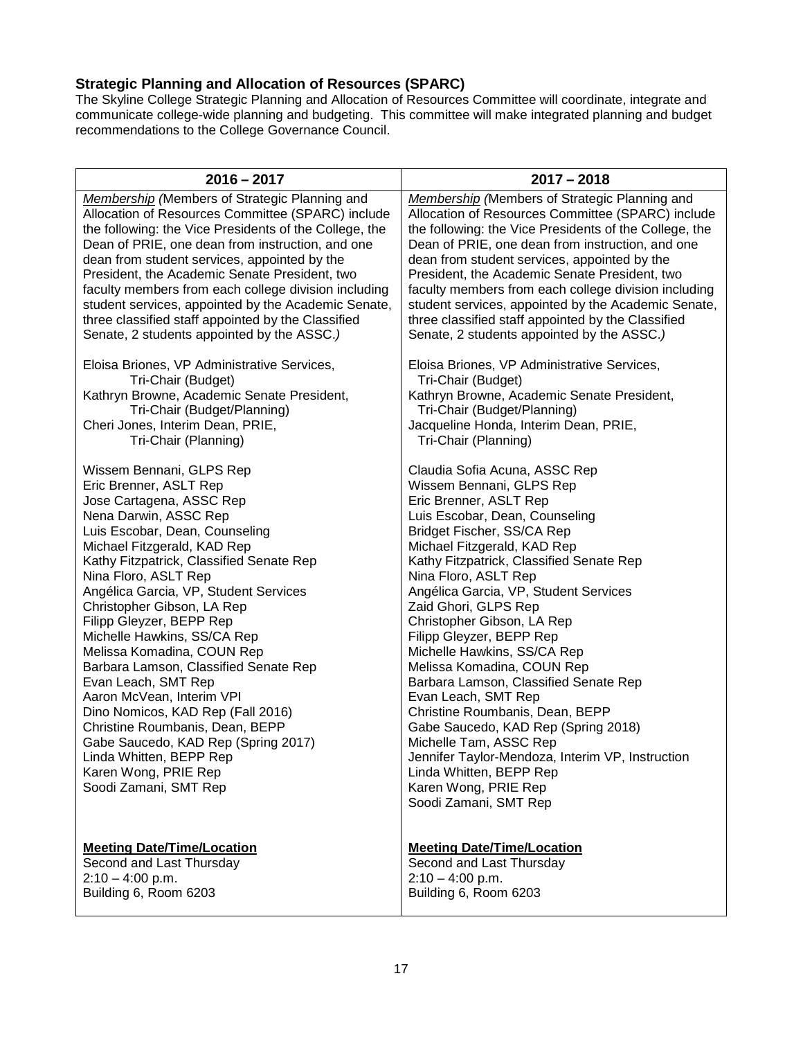### Strategic Planning and Allocation of Resources (SPARC)

The Skyline College Strategic Planning and Allocation of Resources Committee will coordinate, integrate and communicate college-wide planning and budgeting. This committee will make integrated planning and budget recommendations to the College Governance Council.

| 2016 – 2017 | 2017 – 2018 |
|---|---|
| *Membership (*Members of Strategic Planning and Allocation of Resources Committee (SPARC) include the following: the Vice Presidents of the College, the Dean of PRIE, one dean from instruction, and one dean from student services, appointed by the President, the Academic Senate President, two faculty members from each college division including student services, appointed by the Academic Senate, three classified staff appointed by the Classified Senate, 2 students appointed by the ASSC.*)* | *Membership (*Members of Strategic Planning and Allocation of Resources Committee (SPARC) include the following: the Vice Presidents of the College, the Dean of PRIE, one dean from instruction, and one dean from student services, appointed by the President, the Academic Senate President, two faculty members from each college division including student services, appointed by the Academic Senate, three classified staff appointed by the Classified Senate, 2 students appointed by the ASSC.*)* |
| Eloisa Briones, VP Administrative Services, Tri-Chair (Budget)<br>Kathryn Browne, Academic Senate President, Tri-Chair (Budget/Planning)<br>Cheri Jones, Interim Dean, PRIE, Tri-Chair (Planning) | Eloisa Briones, VP Administrative Services, Tri-Chair (Budget)<br>Kathryn Browne, Academic Senate President, Tri-Chair (Budget/Planning)<br>Jacqueline Honda, Interim Dean, PRIE, Tri-Chair (Planning) |
| Wissem Bennani, GLPS Rep<br>Eric Brenner, ASLT Rep<br>Jose Cartagena, ASSC Rep<br>Nena Darwin, ASSC Rep<br>Luis Escobar, Dean, Counseling<br>Michael Fitzgerald, KAD Rep<br>Kathy Fitzpatrick, Classified Senate Rep<br>Nina Floro, ASLT Rep<br>Angélica Garcia, VP, Student Services<br>Christopher Gibson, LA Rep<br>Filipp Gleyzer, BEPP Rep<br>Michelle Hawkins, SS/CA Rep<br>Melissa Komadina, COUN Rep<br>Barbara Lamson, Classified Senate Rep<br>Evan Leach, SMT Rep<br>Aaron McVean, Interim VPI<br>Dino Nomicos, KAD Rep (Fall 2016)<br>Christine Roumbanis, Dean, BEPP<br>Gabe Saucedo, KAD Rep (Spring 2017)<br>Linda Whitten, BEPP Rep<br>Karen Wong, PRIE Rep<br>Soodi Zamani, SMT Rep | Claudia Sofia Acuna, ASSC Rep<br>Wissem Bennani, GLPS Rep<br>Eric Brenner, ASLT Rep<br>Luis Escobar, Dean, Counseling<br>Bridget Fischer, SS/CA Rep<br>Michael Fitzgerald, KAD Rep<br>Kathy Fitzpatrick, Classified Senate Rep<br>Nina Floro, ASLT Rep<br>Angélica Garcia, VP, Student Services<br>Zaid Ghori, GLPS Rep<br>Christopher Gibson, LA Rep<br>Filipp Gleyzer, BEPP Rep<br>Michelle Hawkins, SS/CA Rep<br>Melissa Komadina, COUN Rep<br>Barbara Lamson, Classified Senate Rep<br>Evan Leach, SMT Rep<br>Christine Roumbanis, Dean, BEPP<br>Gabe Saucedo, KAD Rep (Spring 2018)<br>Michelle Tam, ASSC Rep<br>Jennifer Taylor-Mendoza, Interim VP, Instruction<br>Linda Whitten, BEPP Rep<br>Karen Wong, PRIE Rep<br>Soodi Zamani, SMT Rep |
| **Meeting Date/Time/Location**<br>Second and Last Thursday<br>2:10 – 4:00 p.m.<br>Building 6, Room 6203 | **Meeting Date/Time/Location**<br>Second and Last Thursday<br>2:10 – 4:00 p.m.<br>Building 6, Room 6203 |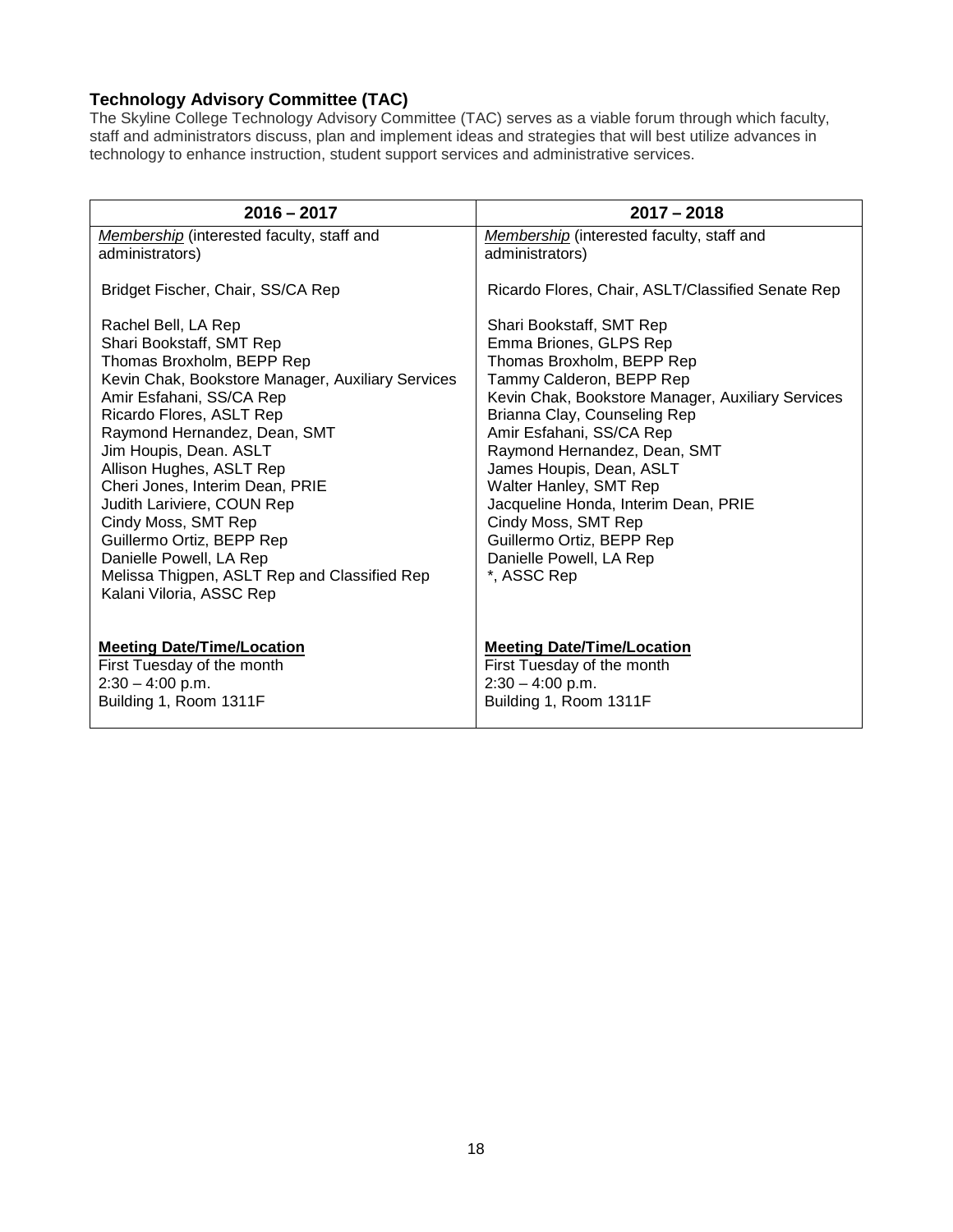### Technology Advisory Committee (TAC)

The Skyline College Technology Advisory Committee (TAC) serves as a viable forum through which faculty, staff and administrators discuss, plan and implement ideas and strategies that will best utilize advances in technology to enhance instruction, student support services and administrative services.

| 2016 – 2017 | 2017 – 2018 |
|---|---|
| *Membership* (interested faculty, staff and administrators)<br><br>Bridget Fischer, Chair, SS/CA Rep<br><br>Rachel Bell, LA Rep<br>Shari Bookstaff, SMT Rep<br>Thomas Broxholm, BEPP Rep<br>Kevin Chak, Bookstore Manager, Auxiliary Services<br>Amir Esfahani, SS/CA Rep<br>Ricardo Flores, ASLT Rep<br>Raymond Hernandez, Dean, SMT<br>Jim Houpis, Dean. ASLT<br>Allison Hughes, ASLT Rep<br>Cheri Jones, Interim Dean, PRIE<br>Judith Lariviere, COUN Rep<br>Cindy Moss, SMT Rep<br>Guillermo Ortiz, BEPP Rep<br>Danielle Powell, LA Rep<br>Melissa Thigpen, ASLT Rep and Classified Rep<br>Kalani Viloria, ASSC Rep<br><br>**Meeting Date/Time/Location**<br>First Tuesday of the month<br>2:30 – 4:00 p.m.<br>Building 1, Room 1311F | *Membership* (interested faculty, staff and administrators)<br><br>Ricardo Flores, Chair, ASLT/Classified Senate Rep<br><br>Shari Bookstaff, SMT Rep<br>Emma Briones, GLPS Rep<br>Thomas Broxholm, BEPP Rep<br>Tammy Calderon, BEPP Rep<br>Kevin Chak, Bookstore Manager, Auxiliary Services<br>Brianna Clay, Counseling Rep<br>Amir Esfahani, SS/CA Rep<br>Raymond Hernandez, Dean, SMT<br>James Houpis, Dean, ASLT<br>Walter Hanley, SMT Rep<br>Jacqueline Honda, Interim Dean, PRIE<br>Cindy Moss, SMT Rep<br>Guillermo Ortiz, BEPP Rep<br>Danielle Powell, LA Rep<br>*, ASSC Rep<br><br>**Meeting Date/Time/Location**<br>First Tuesday of the month<br>2:30 – 4:00 p.m.<br>Building 1, Room 1311F |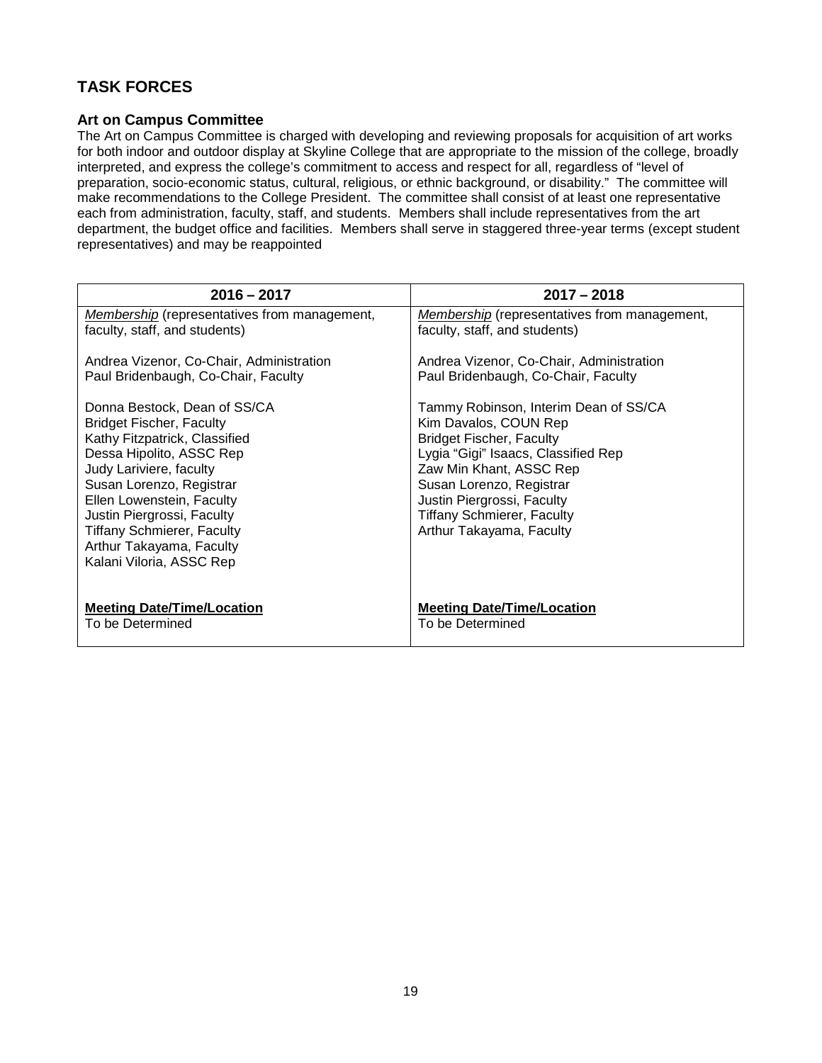## TASK FORCES

### Art on Campus Committee

The Art on Campus Committee is charged with developing and reviewing proposals for acquisition of art works for both indoor and outdoor display at Skyline College that are appropriate to the mission of the college, broadly interpreted, and express the college's commitment to access and respect for all, regardless of "level of preparation, socio-economic status, cultural, religious, or ethnic background, or disability." The committee will make recommendations to the College President. The committee shall consist of at least one representative each from administration, faculty, staff, and students. Members shall include representatives from the art department, the budget office and facilities. Members shall serve in staggered three-year terms (except student representatives) and may be reappointed

| 2016 – 2017 | 2017 – 2018 |
|---|---|
| *Membership* (representatives from management, faculty, staff, and students)<br><br>Andrea Vizenor, Co-Chair, Administration<br>Paul Bridenbaugh, Co-Chair, Faculty<br><br>Donna Bestock, Dean of SS/CA<br>Bridget Fischer, Faculty<br>Kathy Fitzpatrick, Classified<br>Dessa Hipolito, ASSC Rep<br>Judy Lariviere, faculty<br>Susan Lorenzo, Registrar<br>Ellen Lowenstein, Faculty<br>Justin Piergrossi, Faculty<br>Tiffany Schmierer, Faculty<br>Arthur Takayama, Faculty<br>Kalani Viloria, ASSC Rep<br><br>**Meeting Date/Time/Location**<br>To be Determined | *Membership* (representatives from management, faculty, staff, and students)<br><br>Andrea Vizenor, Co-Chair, Administration<br>Paul Bridenbaugh, Co-Chair, Faculty<br><br>Tammy Robinson, Interim Dean of SS/CA<br>Kim Davalos, COUN Rep<br>Bridget Fischer, Faculty<br>Lygia "Gigi" Isaacs, Classified Rep<br>Zaw Min Khant, ASSC Rep<br>Susan Lorenzo, Registrar<br>Justin Piergrossi, Faculty<br>Tiffany Schmierer, Faculty<br>Arthur Takayama, Faculty<br><br>**Meeting Date/Time/Location**<br>To be Determined |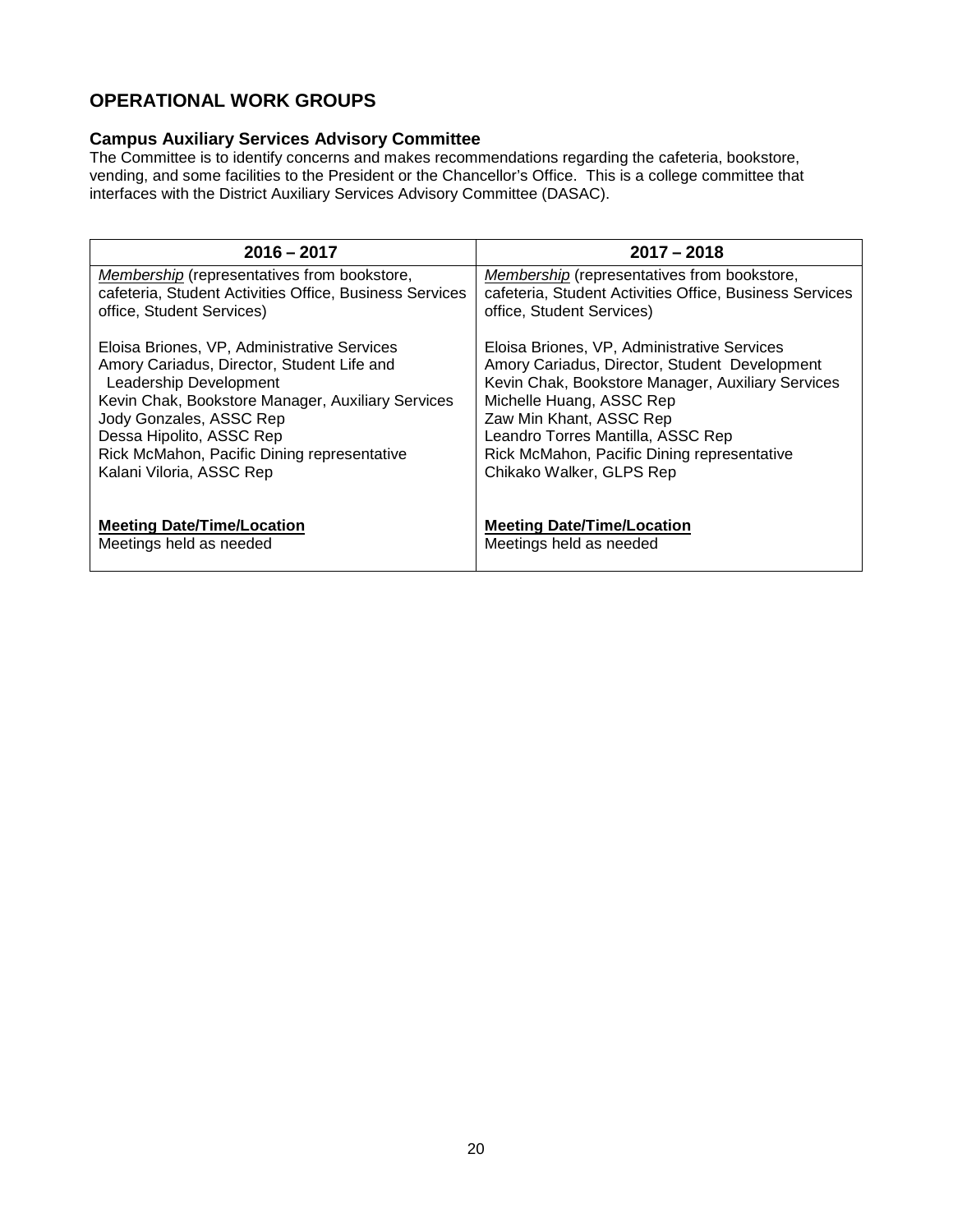## OPERATIONAL WORK GROUPS

### Campus Auxiliary Services Advisory Committee

The Committee is to identify concerns and makes recommendations regarding the cafeteria, bookstore, vending, and some facilities to the President or the Chancellor's Office. This is a college committee that interfaces with the District Auxiliary Services Advisory Committee (DASAC).

| 2016 – 2017 | 2017 – 2018 |
|---|---|
| *Membership* (representatives from bookstore, cafeteria, Student Activities Office, Business Services office, Student Services)<br><br>Eloisa Briones, VP, Administrative Services<br>Amory Cariadus, Director, Student Life and Leadership Development<br>Kevin Chak, Bookstore Manager, Auxiliary Services<br>Jody Gonzales, ASSC Rep<br>Dessa Hipolito, ASSC Rep<br>Rick McMahon, Pacific Dining representative<br>Kalani Viloria, ASSC Rep<br><br>**Meeting Date/Time/Location**<br>Meetings held as needed | *Membership* (representatives from bookstore, cafeteria, Student Activities Office, Business Services office, Student Services)<br><br>Eloisa Briones, VP, Administrative Services<br>Amory Cariadus, Director, Student Development<br>Kevin Chak, Bookstore Manager, Auxiliary Services<br>Michelle Huang, ASSC Rep<br>Zaw Min Khant, ASSC Rep<br>Leandro Torres Mantilla, ASSC Rep<br>Rick McMahon, Pacific Dining representative<br>Chikako Walker, GLPS Rep<br><br>**Meeting Date/Time/Location**<br>Meetings held as needed |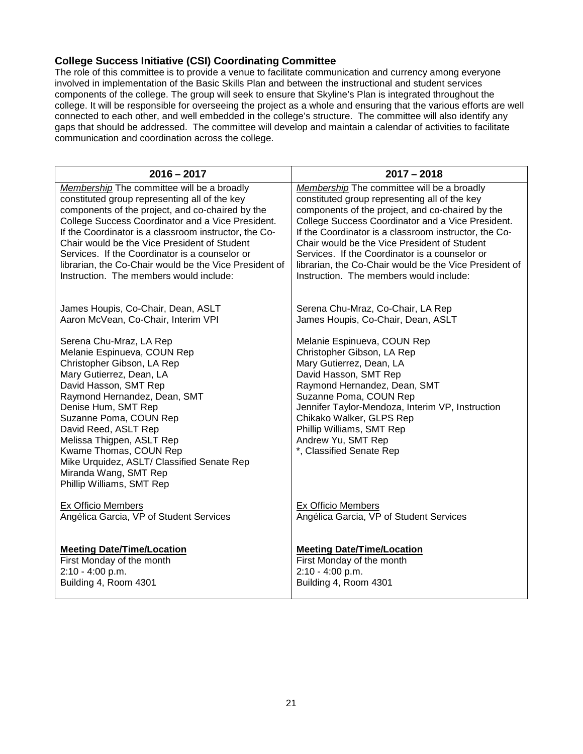### College Success Initiative (CSI) Coordinating Committee

The role of this committee is to provide a venue to facilitate communication and currency among everyone involved in implementation of the Basic Skills Plan and between the instructional and student services components of the college. The group will seek to ensure that Skyline's Plan is integrated throughout the college. It will be responsible for overseeing the project as a whole and ensuring that the various efforts are well connected to each other, and well embedded in the college's structure. The committee will also identify any gaps that should be addressed. The committee will develop and maintain a calendar of activities to facilitate communication and coordination across the college.

| 2016 – 2017 | 2017 – 2018 |
|---|---|
| *Membership* The committee will be a broadly constituted group representing all of the key components of the project, and co-chaired by the College Success Coordinator and a Vice President. If the Coordinator is a classroom instructor, the Co-Chair would be the Vice President of Student Services. If the Coordinator is a counselor or librarian, the Co-Chair would be the Vice President of Instruction. The members would include: | *Membership* The committee will be a broadly constituted group representing all of the key components of the project, and co-chaired by the College Success Coordinator and a Vice President. If the Coordinator is a classroom instructor, the Co-Chair would be the Vice President of Student Services. If the Coordinator is a counselor or librarian, the Co-Chair would be the Vice President of Instruction. The members would include: |
| James Houpis, Co-Chair, Dean, ASLT<br>Aaron McVean, Co-Chair, Interim VPI | Serena Chu-Mraz, Co-Chair, LA Rep<br>James Houpis, Co-Chair, Dean, ASLT |
| Serena Chu-Mraz, LA Rep<br>Melanie Espinueva, COUN Rep<br>Christopher Gibson, LA Rep<br>Mary Gutierrez, Dean, LA<br>David Hasson, SMT Rep<br>Raymond Hernandez, Dean, SMT<br>Denise Hum, SMT Rep<br>Suzanne Poma, COUN Rep<br>David Reed, ASLT Rep<br>Melissa Thigpen, ASLT Rep<br>Kwame Thomas, COUN Rep<br>Mike Urquidez, ASLT/ Classified Senate Rep<br>Miranda Wang, SMT Rep<br>Phillip Williams, SMT Rep | Melanie Espinueva, COUN Rep<br>Christopher Gibson, LA Rep<br>Mary Gutierrez, Dean, LA<br>David Hasson, SMT Rep<br>Raymond Hernandez, Dean, SMT<br>Suzanne Poma, COUN Rep<br>Jennifer Taylor-Mendoza, Interim VP, Instruction<br>Chikako Walker, GLPS Rep<br>Phillip Williams, SMT Rep<br>Andrew Yu, SMT Rep<br>*, Classified Senate Rep |
| Ex Officio Members<br>Angélica Garcia, VP of Student Services | Ex Officio Members<br>Angélica Garcia, VP of Student Services |
| **Meeting Date/Time/Location**<br>First Monday of the month<br>2:10 - 4:00 p.m.<br>Building 4, Room 4301 | **Meeting Date/Time/Location**<br>First Monday of the month<br>2:10 - 4:00 p.m.<br>Building 4, Room 4301 |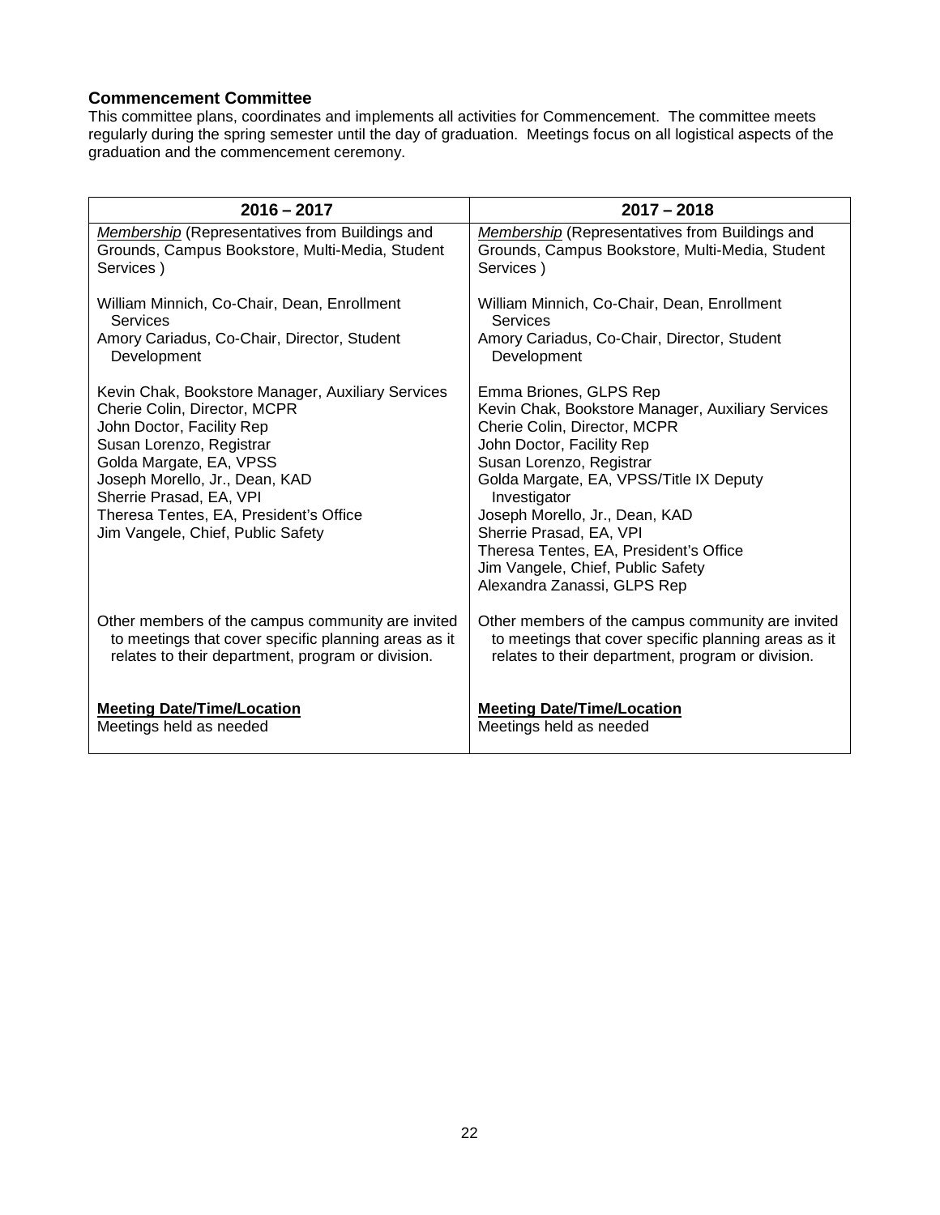### Commencement Committee

This committee plans, coordinates and implements all activities for Commencement. The committee meets regularly during the spring semester until the day of graduation. Meetings focus on all logistical aspects of the graduation and the commencement ceremony.

| 2016 – 2017 | 2017 – 2018 |
| --- | --- |
| *Membership* (Representatives from Buildings and Grounds, Campus Bookstore, Multi-Media, Student Services ) | *Membership* (Representatives from Buildings and Grounds, Campus Bookstore, Multi-Media, Student Services ) |
| William Minnich, Co-Chair, Dean, Enrollment Services<br>Amory Cariadus, Co-Chair, Director, Student Development | William Minnich, Co-Chair, Dean, Enrollment Services<br>Amory Cariadus, Co-Chair, Director, Student Development |
| Kevin Chak, Bookstore Manager, Auxiliary Services<br>Cherie Colin, Director, MCPR<br>John Doctor, Facility Rep<br>Susan Lorenzo, Registrar<br>Golda Margate, EA, VPSS<br>Joseph Morello, Jr., Dean, KAD<br>Sherrie Prasad, EA, VPI<br>Theresa Tentes, EA, President's Office<br>Jim Vangele, Chief, Public Safety | Emma Briones, GLPS Rep<br>Kevin Chak, Bookstore Manager, Auxiliary Services<br>Cherie Colin, Director, MCPR<br>John Doctor, Facility Rep<br>Susan Lorenzo, Registrar<br>Golda Margate, EA, VPSS/Title IX Deputy Investigator<br>Joseph Morello, Jr., Dean, KAD<br>Sherrie Prasad, EA, VPI<br>Theresa Tentes, EA, President's Office<br>Jim Vangele, Chief, Public Safety<br>Alexandra Zanassi, GLPS Rep |
| Other members of the campus community are invited to meetings that cover specific planning areas as it relates to their department, program or division. | Other members of the campus community are invited to meetings that cover specific planning areas as it relates to their department, program or division. |
| **Meeting Date/Time/Location**<br>Meetings held as needed | **Meeting Date/Time/Location**<br>Meetings held as needed |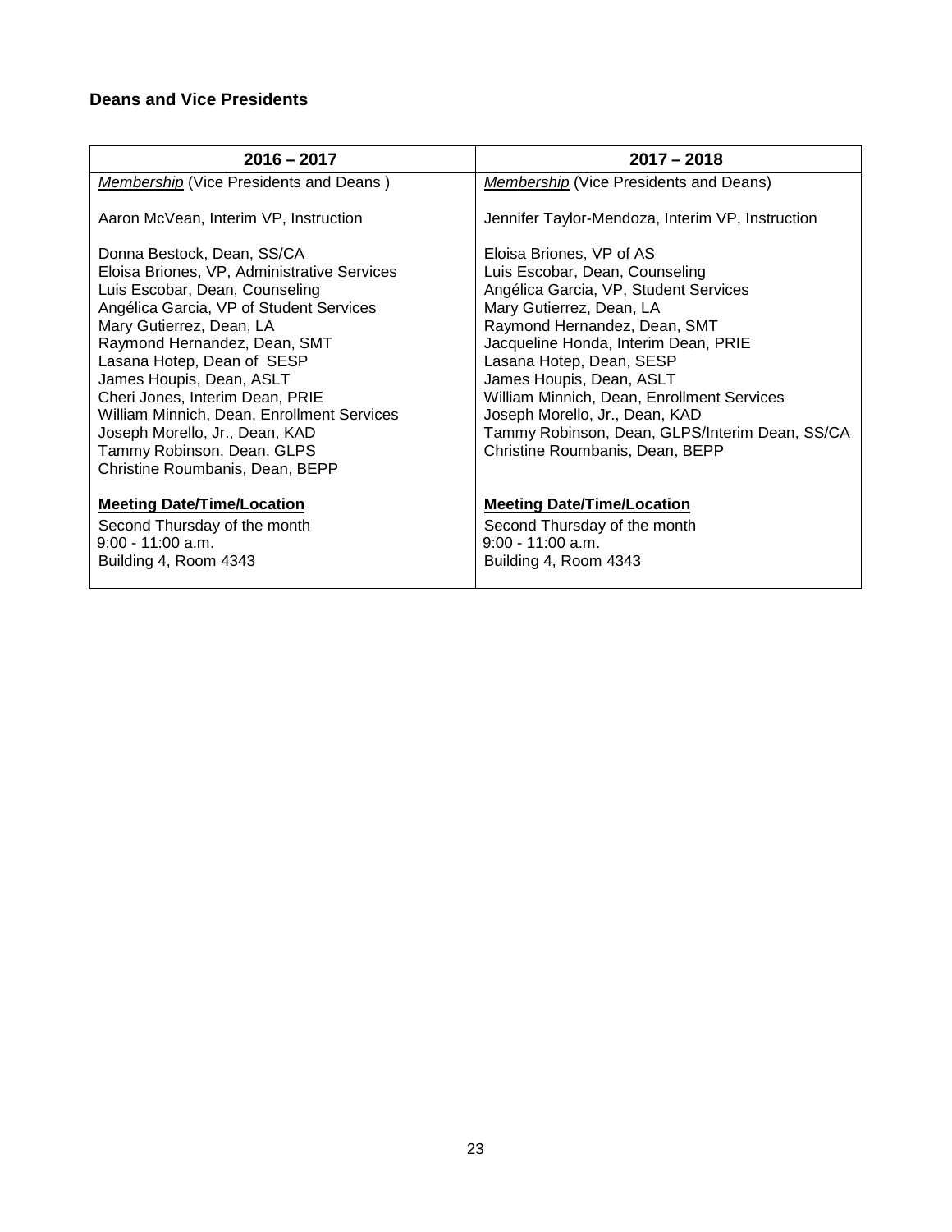**Deans and Vice Presidents**

| 2016 – 2017 | 2017 – 2018 |
|---|---|
| *Membership* (Vice Presidents and Deans )<br><br>Aaron McVean, Interim VP, Instruction<br><br>Donna Bestock, Dean, SS/CA<br>Eloisa Briones, VP, Administrative Services<br>Luis Escobar, Dean, Counseling<br>Angélica Garcia, VP of Student Services<br>Mary Gutierrez, Dean, LA<br>Raymond Hernandez, Dean, SMT<br>Lasana Hotep, Dean of SESP<br>James Houpis, Dean, ASLT<br>Cheri Jones, Interim Dean, PRIE<br>William Minnich, Dean, Enrollment Services<br>Joseph Morello, Jr., Dean, KAD<br>Tammy Robinson, Dean, GLPS<br>Christine Roumbanis, Dean, BEPP<br><br>**Meeting Date/Time/Location**<br>Second Thursday of the month<br>9:00 - 11:00 a.m.<br>Building 4, Room 4343 | *Membership* (Vice Presidents and Deans)<br><br>Jennifer Taylor-Mendoza, Interim VP, Instruction<br><br>Eloisa Briones, VP of AS<br>Luis Escobar, Dean, Counseling<br>Angélica Garcia, VP, Student Services<br>Mary Gutierrez, Dean, LA<br>Raymond Hernandez, Dean, SMT<br>Jacqueline Honda, Interim Dean, PRIE<br>Lasana Hotep, Dean, SESP<br>James Houpis, Dean, ASLT<br>William Minnich, Dean, Enrollment Services<br>Joseph Morello, Jr., Dean, KAD<br>Tammy Robinson, Dean, GLPS/Interim Dean, SS/CA<br>Christine Roumbanis, Dean, BEPP<br><br>**Meeting Date/Time/Location**<br>Second Thursday of the month<br>9:00 - 11:00 a.m.<br>Building 4, Room 4343 |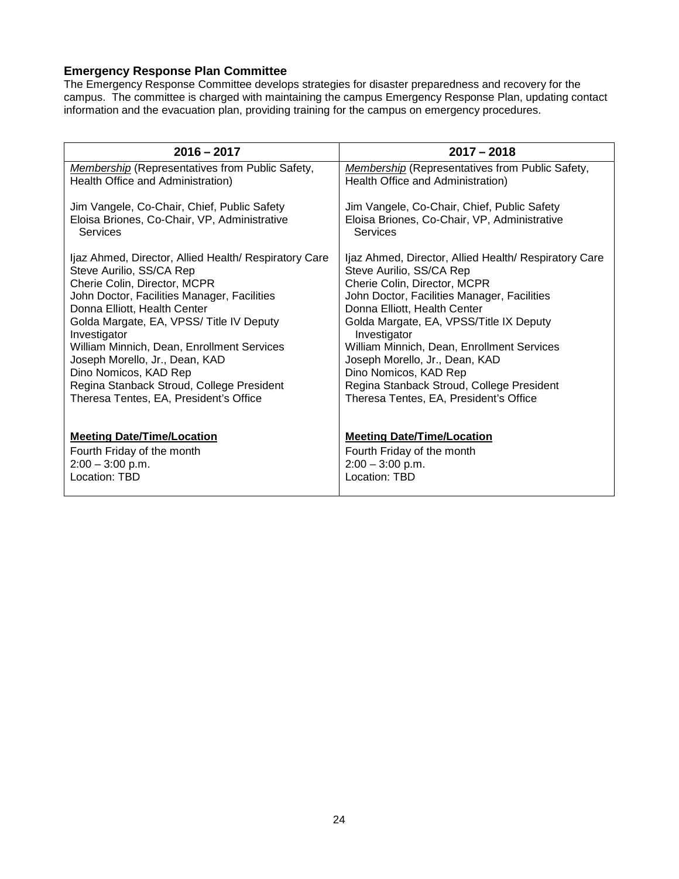**Emergency Response Plan Committee**

The Emergency Response Committee develops strategies for disaster preparedness and recovery for the campus. The committee is charged with maintaining the campus Emergency Response Plan, updating contact information and the evacuation plan, providing training for the campus on emergency procedures.

| 2016 – 2017 | 2017 – 2018 |
| --- | --- |
| *Membership* (Representatives from Public Safety, Health Office and Administration)<br><br>Jim Vangele, Co-Chair, Chief, Public Safety<br>Eloisa Briones, Co-Chair, VP, Administrative Services<br><br>Ijaz Ahmed, Director, Allied Health/ Respiratory Care<br>Steve Aurilio, SS/CA Rep<br>Cherie Colin, Director, MCPR<br>John Doctor, Facilities Manager, Facilities<br>Donna Elliott, Health Center<br>Golda Margate, EA, VPSS/ Title IV Deputy Investigator<br>William Minnich, Dean, Enrollment Services<br>Joseph Morello, Jr., Dean, KAD<br>Dino Nomicos, KAD Rep<br>Regina Stanback Stroud, College President<br>Theresa Tentes, EA, President's Office<br><br>**Meeting Date/Time/Location**<br>Fourth Friday of the month<br>2:00 – 3:00 p.m.<br>Location: TBD | *Membership* (Representatives from Public Safety, Health Office and Administration)<br><br>Jim Vangele, Co-Chair, Chief, Public Safety<br>Eloisa Briones, Co-Chair, VP, Administrative Services<br><br>Ijaz Ahmed, Director, Allied Health/ Respiratory Care<br>Steve Aurilio, SS/CA Rep<br>Cherie Colin, Director, MCPR<br>John Doctor, Facilities Manager, Facilities<br>Donna Elliott, Health Center<br>Golda Margate, EA, VPSS/Title IX Deputy Investigator<br>William Minnich, Dean, Enrollment Services<br>Joseph Morello, Jr., Dean, KAD<br>Dino Nomicos, KAD Rep<br>Regina Stanback Stroud, College President<br>Theresa Tentes, EA, President's Office<br><br>**Meeting Date/Time/Location**<br>Fourth Friday of the month<br>2:00 – 3:00 p.m.<br>Location: TBD |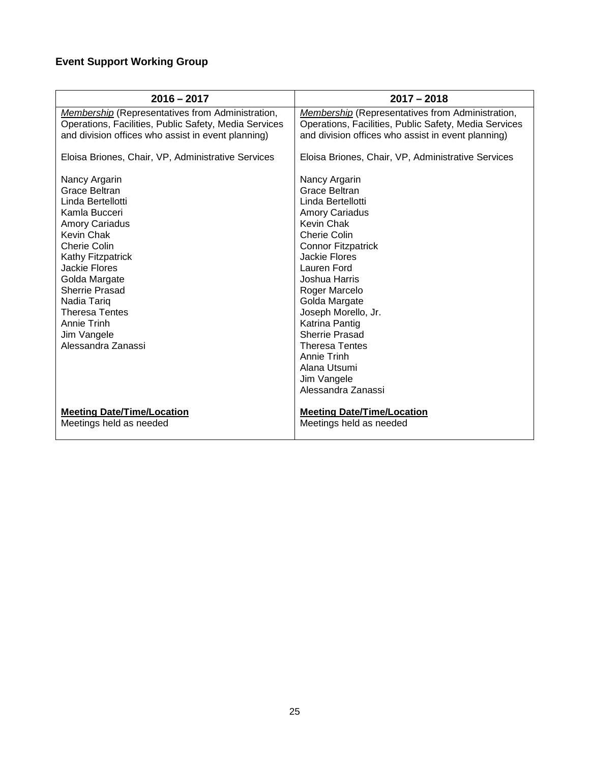**Event Support Working Group**

| 2016 – 2017 | 2017 – 2018 |
|---|---|
| *Membership* (Representatives from Administration, Operations, Facilities, Public Safety, Media Services and division offices who assist in event planning)<br><br>Eloisa Briones, Chair, VP, Administrative Services<br><br>Nancy Argarin<br>Grace Beltran<br>Linda Bertellotti<br>Kamla Bucceri<br>Amory Cariadus<br>Kevin Chak<br>Cherie Colin<br>Kathy Fitzpatrick<br>Jackie Flores<br>Golda Margate<br>Sherrie Prasad<br>Nadia Tariq<br>Theresa Tentes<br>Annie Trinh<br>Jim Vangele<br>Alessandra Zanassi<br><br>**Meeting Date/Time/Location**<br>Meetings held as needed | *Membership* (Representatives from Administration, Operations, Facilities, Public Safety, Media Services and division offices who assist in event planning)<br><br>Eloisa Briones, Chair, VP, Administrative Services<br><br>Nancy Argarin<br>Grace Beltran<br>Linda Bertellotti<br>Amory Cariadus<br>Kevin Chak<br>Cherie Colin<br>Connor Fitzpatrick<br>Jackie Flores<br>Lauren Ford<br>Joshua Harris<br>Roger Marcelo<br>Golda Margate<br>Joseph Morello, Jr.<br>Katrina Pantig<br>Sherrie Prasad<br>Theresa Tentes<br>Annie Trinh<br>Alana Utsumi<br>Jim Vangele<br>Alessandra Zanassi<br><br>**Meeting Date/Time/Location**<br>Meetings held as needed |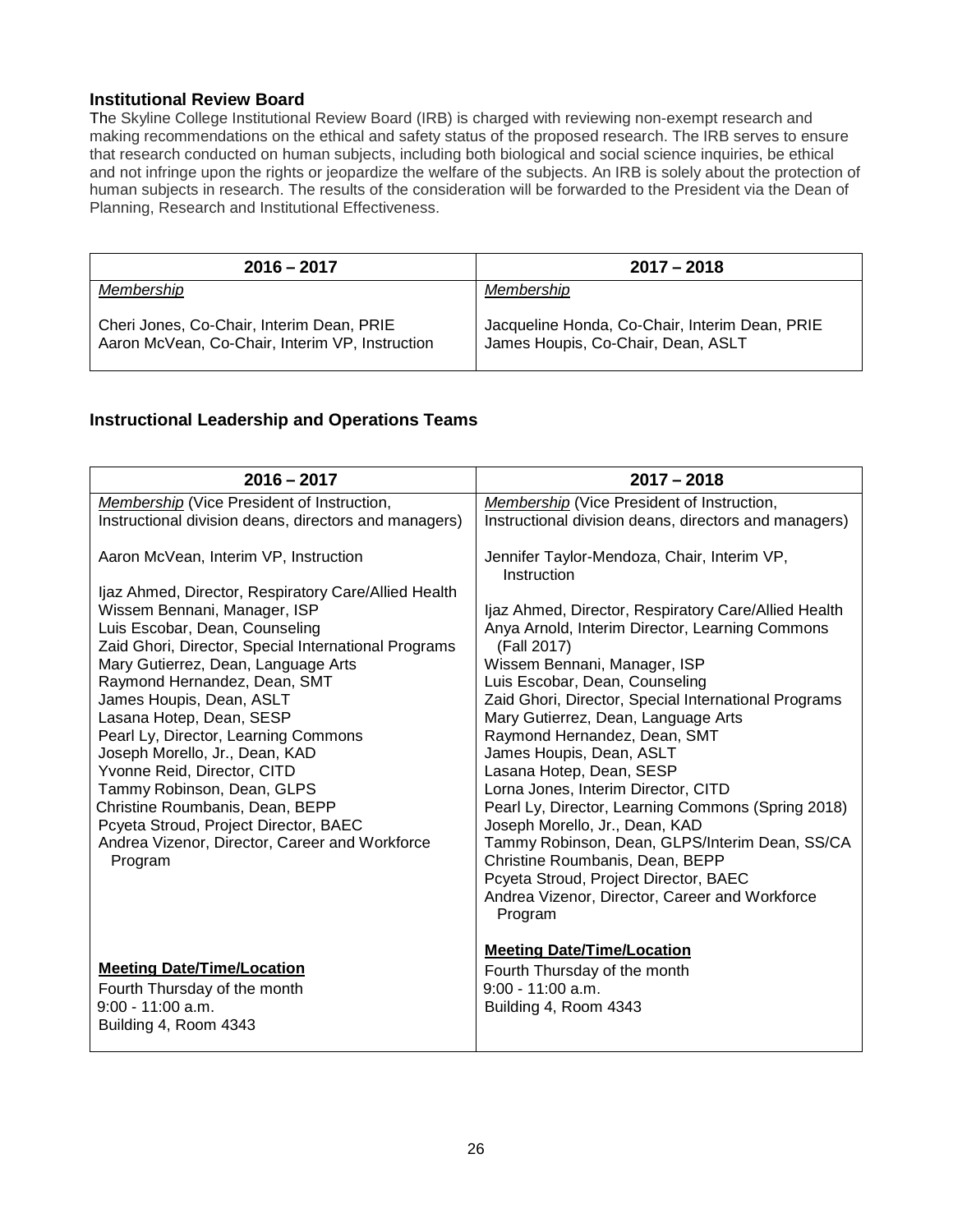## Institutional Review Board

The Skyline College Institutional Review Board (IRB) is charged with reviewing non-exempt research and making recommendations on the ethical and safety status of the proposed research. The IRB serves to ensure that research conducted on human subjects, including both biological and social science inquiries, be ethical and not infringe upon the rights or jeopardize the welfare of the subjects. An IRB is solely about the protection of human subjects in research. The results of the consideration will be forwarded to the President via the Dean of Planning, Research and Institutional Effectiveness.

| 2016 – 2017 | 2017 – 2018 |
|---|---|
| *Membership*<br><br>Cheri Jones, Co-Chair, Interim Dean, PRIE<br>Aaron McVean, Co-Chair, Interim VP, Instruction | *Membership*<br><br>Jacqueline Honda, Co-Chair, Interim Dean, PRIE<br>James Houpis, Co-Chair, Dean, ASLT |

## Instructional Leadership and Operations Teams

| 2016 – 2017 | 2017 – 2018 |
|---|---|
| *Membership* (Vice President of Instruction, Instructional division deans, directors and managers)<br><br>Aaron McVean, Interim VP, Instruction<br><br>Ijaz Ahmed, Director, Respiratory Care/Allied Health<br>Wissem Bennani, Manager, ISP<br>Luis Escobar, Dean, Counseling<br>Zaid Ghori, Director, Special International Programs<br>Mary Gutierrez, Dean, Language Arts<br>Raymond Hernandez, Dean, SMT<br>James Houpis, Dean, ASLT<br>Lasana Hotep, Dean, SESP<br>Pearl Ly, Director, Learning Commons<br>Joseph Morello, Jr., Dean, KAD<br>Yvonne Reid, Director, CITD<br>Tammy Robinson, Dean, GLPS<br>Christine Roumbanis, Dean, BEPP<br>Pcyeta Stroud, Project Director, BAEC<br>Andrea Vizenor, Director, Career and Workforce Program<br><br>**Meeting Date/Time/Location**<br>Fourth Thursday of the month<br>9:00 - 11:00 a.m.<br>Building 4, Room 4343 | *Membership* (Vice President of Instruction, Instructional division deans, directors and managers)<br><br>Jennifer Taylor-Mendoza, Chair, Interim VP, Instruction<br><br>Ijaz Ahmed, Director, Respiratory Care/Allied Health<br>Anya Arnold, Interim Director, Learning Commons (Fall 2017)<br>Wissem Bennani, Manager, ISP<br>Luis Escobar, Dean, Counseling<br>Zaid Ghori, Director, Special International Programs<br>Mary Gutierrez, Dean, Language Arts<br>Raymond Hernandez, Dean, SMT<br>James Houpis, Dean, ASLT<br>Lasana Hotep, Dean, SESP<br>Lorna Jones, Interim Director, CITD<br>Pearl Ly, Director, Learning Commons (Spring 2018)<br>Joseph Morello, Jr., Dean, KAD<br>Tammy Robinson, Dean, GLPS/Interim Dean, SS/CA<br>Christine Roumbanis, Dean, BEPP<br>Pcyeta Stroud, Project Director, BAEC<br>Andrea Vizenor, Director, Career and Workforce Program<br><br>**Meeting Date/Time/Location**<br>Fourth Thursday of the month<br>9:00 - 11:00 a.m.<br>Building 4, Room 4343 |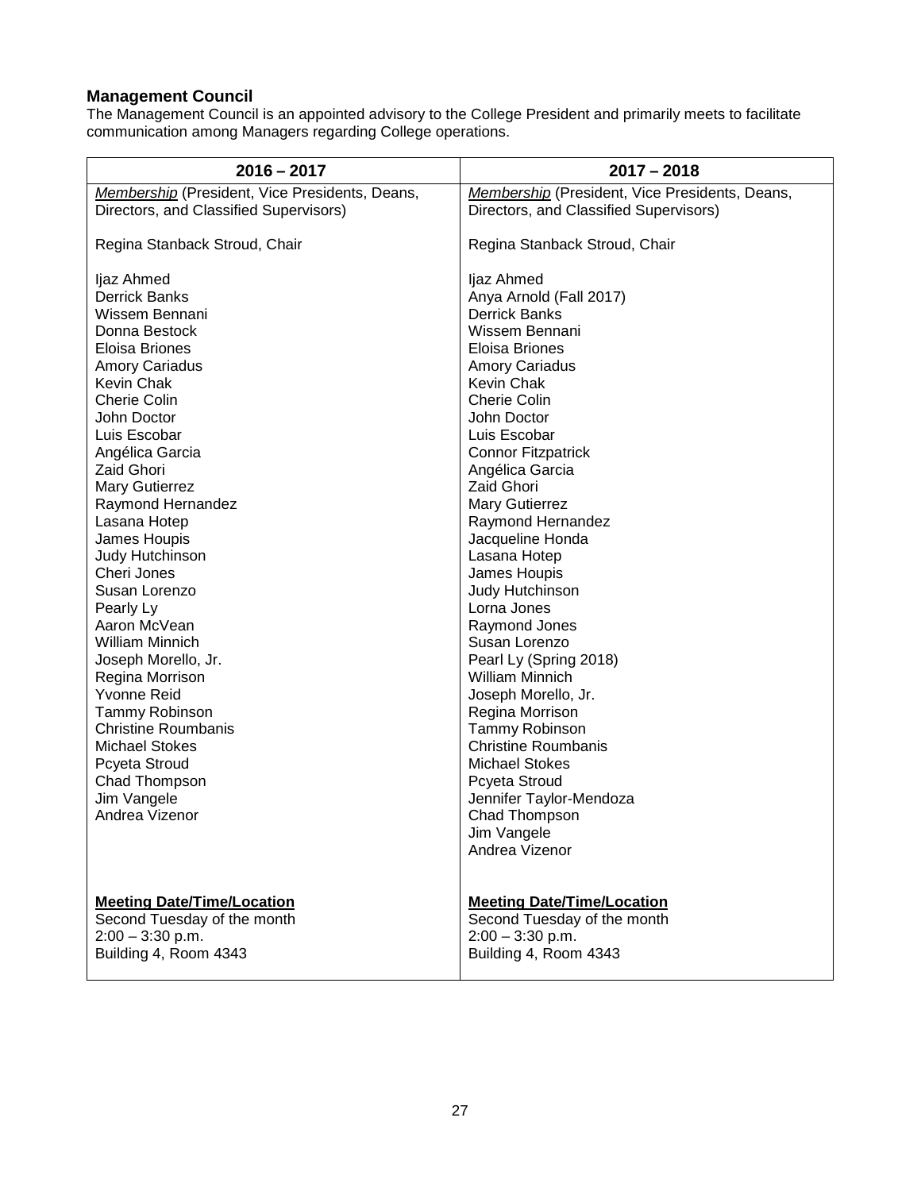**Management Council**

The Management Council is an appointed advisory to the College President and primarily meets to facilitate communication among Managers regarding College operations.

| 2016 – 2017 | 2017 – 2018 |
|---|---|
| *Membership* (President, Vice Presidents, Deans, Directors, and Classified Supervisors)<br><br>Regina Stanback Stroud, Chair<br><br>Ijaz Ahmed<br>Derrick Banks<br>Wissem Bennani<br>Donna Bestock<br>Eloisa Briones<br>Amory Cariadus<br>Kevin Chak<br>Cherie Colin<br>John Doctor<br>Luis Escobar<br>Angélica Garcia<br>Zaid Ghori<br>Mary Gutierrez<br>Raymond Hernandez<br>Lasana Hotep<br>James Houpis<br>Judy Hutchinson<br>Cheri Jones<br>Susan Lorenzo<br>Pearly Ly<br>Aaron McVean<br>William Minnich<br>Joseph Morello, Jr.<br>Regina Morrison<br>Yvonne Reid<br>Tammy Robinson<br>Christine Roumbanis<br>Michael Stokes<br>Pcyeta Stroud<br>Chad Thompson<br>Jim Vangele<br>Andrea Vizenor | *Membership* (President, Vice Presidents, Deans, Directors, and Classified Supervisors)<br><br>Regina Stanback Stroud, Chair<br><br>Ijaz Ahmed<br>Anya Arnold (Fall 2017)<br>Derrick Banks<br>Wissem Bennani<br>Eloisa Briones<br>Amory Cariadus<br>Kevin Chak<br>Cherie Colin<br>John Doctor<br>Luis Escobar<br>Connor Fitzpatrick<br>Angélica Garcia<br>Zaid Ghori<br>Mary Gutierrez<br>Raymond Hernandez<br>Jacqueline Honda<br>Lasana Hotep<br>James Houpis<br>Judy Hutchinson<br>Lorna Jones<br>Raymond Jones<br>Susan Lorenzo<br>Pearl Ly (Spring 2018)<br>William Minnich<br>Joseph Morello, Jr.<br>Regina Morrison<br>Tammy Robinson<br>Christine Roumbanis<br>Michael Stokes<br>Pcyeta Stroud<br>Jennifer Taylor-Mendoza<br>Chad Thompson<br>Jim Vangele<br>Andrea Vizenor |
| **Meeting Date/Time/Location**<br>Second Tuesday of the month<br>2:00 – 3:30 p.m.<br>Building 4, Room 4343 | **Meeting Date/Time/Location**<br>Second Tuesday of the month<br>2:00 – 3:30 p.m.<br>Building 4, Room 4343 |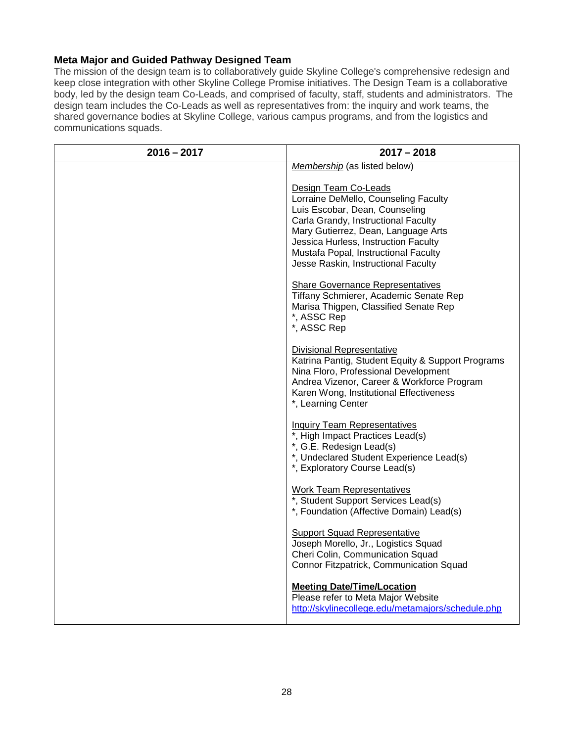**Meta Major and Guided Pathway Designed Team**

The mission of the design team is to collaboratively guide Skyline College's comprehensive redesign and keep close integration with other Skyline College Promise initiatives. The Design Team is a collaborative body, led by the design team Co-Leads, and comprised of faculty, staff, students and administrators. The design team includes the Co-Leads as well as representatives from: the inquiry and work teams, the shared governance bodies at Skyline College, various campus programs, and from the logistics and communications squads.

| 2016 – 2017 | 2017 – 2018 |
| --- | --- |
| | *Membership* (as listed below)<br><br>Design Team Co-Leads<br>Lorraine DeMello, Counseling Faculty<br>Luis Escobar, Dean, Counseling<br>Carla Grandy, Instructional Faculty<br>Mary Gutierrez, Dean, Language Arts<br>Jessica Hurless, Instruction Faculty<br>Mustafa Popal, Instructional Faculty<br>Jesse Raskin, Instructional Faculty<br><br>Share Governance Representatives<br>Tiffany Schmierer, Academic Senate Rep<br>Marisa Thigpen, Classified Senate Rep<br>*, ASSC Rep<br>*, ASSC Rep<br><br>Divisional Representative<br>Katrina Pantig, Student Equity & Support Programs<br>Nina Floro, Professional Development<br>Andrea Vizenor, Career & Workforce Program<br>Karen Wong, Institutional Effectiveness<br>*, Learning Center<br><br>Inquiry Team Representatives<br>*, High Impact Practices Lead(s)<br>*, G.E. Redesign Lead(s)<br>*, Undeclared Student Experience Lead(s)<br>*, Exploratory Course Lead(s)<br><br>Work Team Representatives<br>*, Student Support Services Lead(s)<br>*, Foundation (Affective Domain) Lead(s)<br><br>Support Squad Representative<br>Joseph Morello, Jr., Logistics Squad<br>Cheri Colin, Communication Squad<br>Connor Fitzpatrick, Communication Squad<br><br>**Meeting Date/Time/Location**<br>Please refer to Meta Major Website<br>http://skylinecollege.edu/metamajors/schedule.php |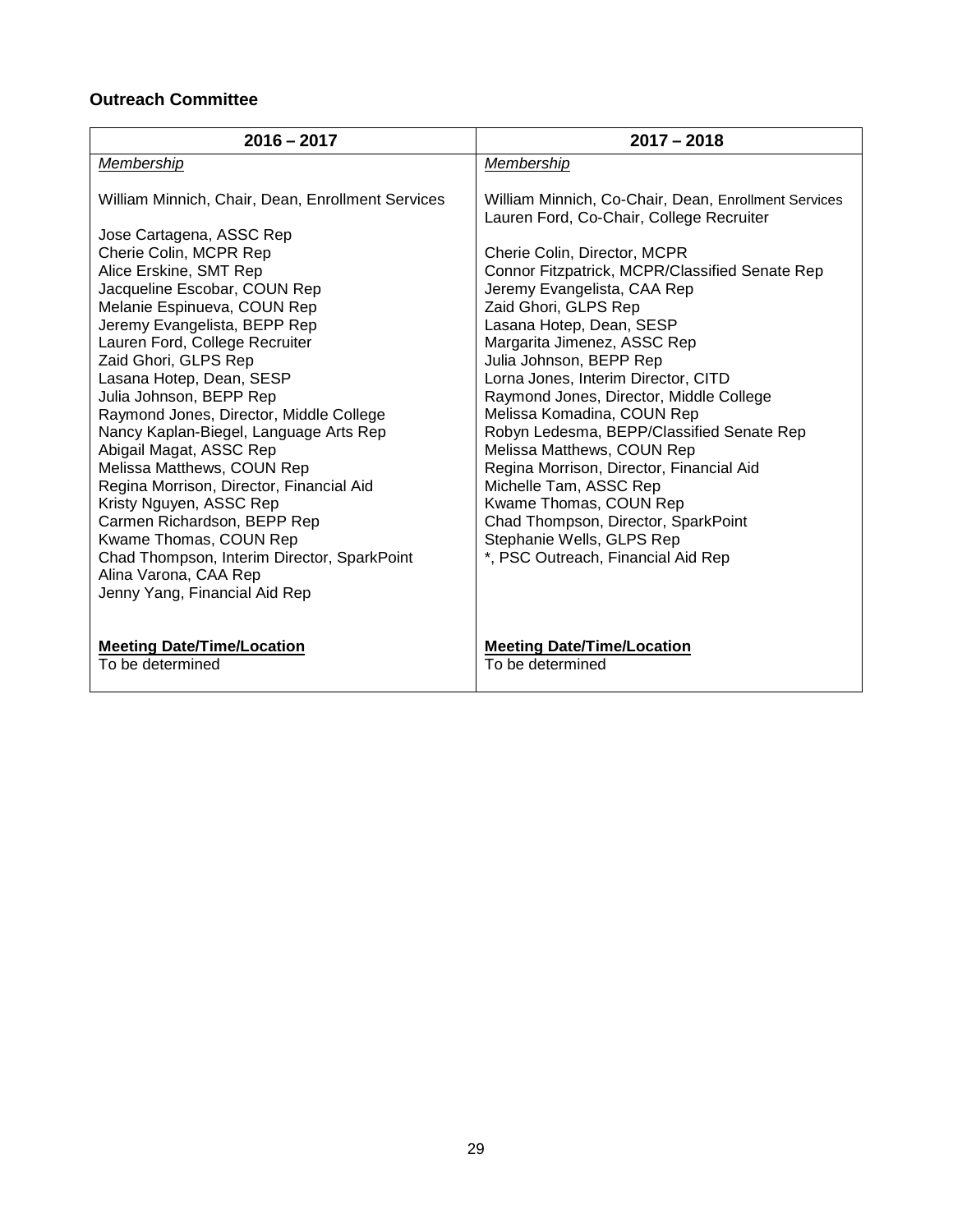**Outreach Committee**

| 2016 – 2017 | 2017 – 2018 |
|---|---|
| *Membership*<br><br>William Minnich, Chair, Dean, Enrollment Services<br><br>Jose Cartagena, ASSC Rep<br>Cherie Colin, MCPR Rep<br>Alice Erskine, SMT Rep<br>Jacqueline Escobar, COUN Rep<br>Melanie Espinueva, COUN Rep<br>Jeremy Evangelista, BEPP Rep<br>Lauren Ford, College Recruiter<br>Zaid Ghori, GLPS Rep<br>Lasana Hotep, Dean, SESP<br>Julia Johnson, BEPP Rep<br>Raymond Jones, Director, Middle College<br>Nancy Kaplan-Biegel, Language Arts Rep<br>Abigail Magat, ASSC Rep<br>Melissa Matthews, COUN Rep<br>Regina Morrison, Director, Financial Aid<br>Kristy Nguyen, ASSC Rep<br>Carmen Richardson, BEPP Rep<br>Kwame Thomas, COUN Rep<br>Chad Thompson, Interim Director, SparkPoint<br>Alina Varona, CAA Rep<br>Jenny Yang, Financial Aid Rep<br><br>**Meeting Date/Time/Location**<br>To be determined | *Membership*<br><br>William Minnich, Co-Chair, Dean, Enrollment Services<br>Lauren Ford, Co-Chair, College Recruiter<br><br>Cherie Colin, Director, MCPR<br>Connor Fitzpatrick, MCPR/Classified Senate Rep<br>Jeremy Evangelista, CAA Rep<br>Zaid Ghori, GLPS Rep<br>Lasana Hotep, Dean, SESP<br>Margarita Jimenez, ASSC Rep<br>Julia Johnson, BEPP Rep<br>Lorna Jones, Interim Director, CITD<br>Raymond Jones, Director, Middle College<br>Melissa Komadina, COUN Rep<br>Robyn Ledesma, BEPP/Classified Senate Rep<br>Melissa Matthews, COUN Rep<br>Regina Morrison, Director, Financial Aid<br>Michelle Tam, ASSC Rep<br>Kwame Thomas, COUN Rep<br>Chad Thompson, Director, SparkPoint<br>Stephanie Wells, GLPS Rep<br>*, PSC Outreach, Financial Aid Rep<br><br>**Meeting Date/Time/Location**<br>To be determined |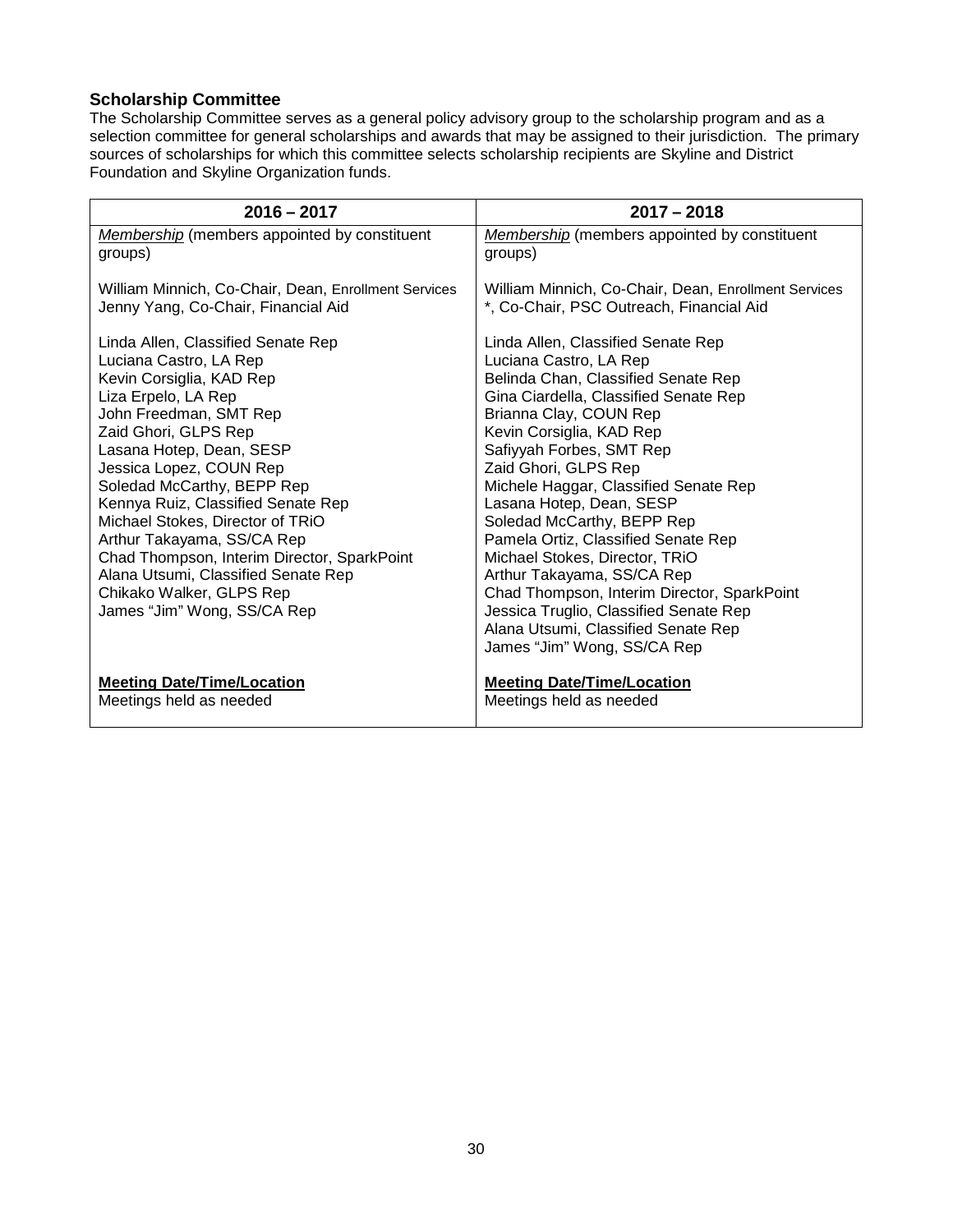### Scholarship Committee

The Scholarship Committee serves as a general policy advisory group to the scholarship program and as a selection committee for general scholarships and awards that may be assigned to their jurisdiction. The primary sources of scholarships for which this committee selects scholarship recipients are Skyline and District Foundation and Skyline Organization funds.

| 2016 – 2017 | 2017 – 2018 |
|---|---|
| *Membership* (members appointed by constituent groups)<br><br>William Minnich, Co-Chair, Dean, Enrollment Services<br>Jenny Yang, Co-Chair, Financial Aid<br><br>Linda Allen, Classified Senate Rep<br>Luciana Castro, LA Rep<br>Kevin Corsiglia, KAD Rep<br>Liza Erpelo, LA Rep<br>John Freedman, SMT Rep<br>Zaid Ghori, GLPS Rep<br>Lasana Hotep, Dean, SESP<br>Jessica Lopez, COUN Rep<br>Soledad McCarthy, BEPP Rep<br>Kennya Ruiz, Classified Senate Rep<br>Michael Stokes, Director of TRiO<br>Arthur Takayama, SS/CA Rep<br>Chad Thompson, Interim Director, SparkPoint<br>Alana Utsumi, Classified Senate Rep<br>Chikako Walker, GLPS Rep<br>James "Jim" Wong, SS/CA Rep | *Membership* (members appointed by constituent groups)<br><br>William Minnich, Co-Chair, Dean, Enrollment Services<br>*, Co-Chair, PSC Outreach, Financial Aid<br><br>Linda Allen, Classified Senate Rep<br>Luciana Castro, LA Rep<br>Belinda Chan, Classified Senate Rep<br>Gina Ciardella, Classified Senate Rep<br>Brianna Clay, COUN Rep<br>Kevin Corsiglia, KAD Rep<br>Safiyyah Forbes, SMT Rep<br>Zaid Ghori, GLPS Rep<br>Michele Haggar, Classified Senate Rep<br>Lasana Hotep, Dean, SESP<br>Soledad McCarthy, BEPP Rep<br>Pamela Ortiz, Classified Senate Rep<br>Michael Stokes, Director, TRiO<br>Arthur Takayama, SS/CA Rep<br>Chad Thompson, Interim Director, SparkPoint<br>Jessica Truglio, Classified Senate Rep<br>Alana Utsumi, Classified Senate Rep<br>James "Jim" Wong, SS/CA Rep |
| **Meeting Date/Time/Location**<br>Meetings held as needed | **Meeting Date/Time/Location**<br>Meetings held as needed |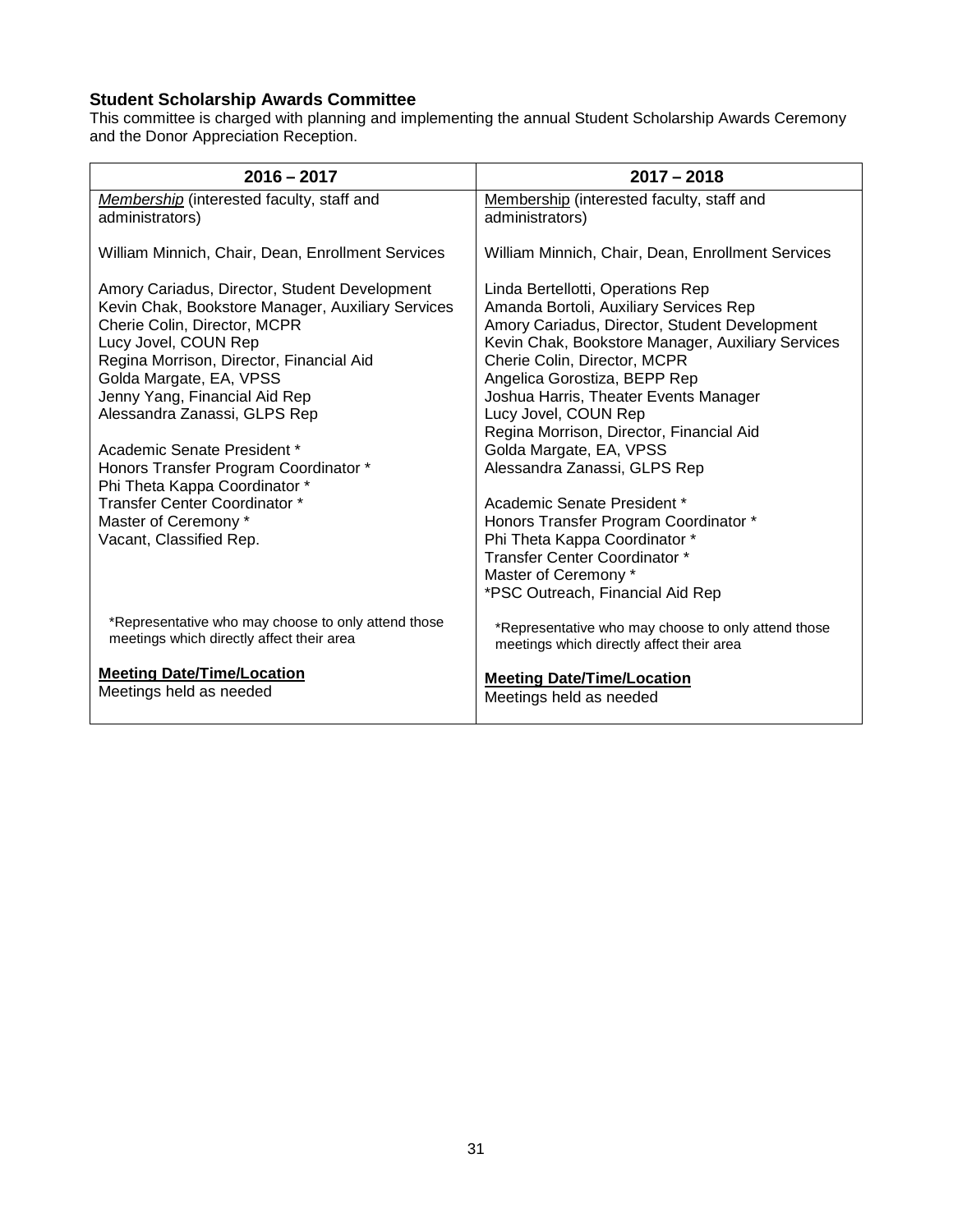**Student Scholarship Awards Committee**

This committee is charged with planning and implementing the annual Student Scholarship Awards Ceremony and the Donor Appreciation Reception.

| 2016 – 2017 | 2017 – 2018 |
|---|---|
| *Membership* (interested faculty, staff and administrators)<br><br>William Minnich, Chair, Dean, Enrollment Services<br><br>Amory Cariadus, Director, Student Development<br>Kevin Chak, Bookstore Manager, Auxiliary Services<br>Cherie Colin, Director, MCPR<br>Lucy Jovel, COUN Rep<br>Regina Morrison, Director, Financial Aid<br>Golda Margate, EA, VPSS<br>Jenny Yang, Financial Aid Rep<br>Alessandra Zanassi, GLPS Rep<br><br>Academic Senate President *<br>Honors Transfer Program Coordinator *<br>Phi Theta Kappa Coordinator *<br>Transfer Center Coordinator *<br>Master of Ceremony *<br>Vacant, Classified Rep.<br><br>*Representative who may choose to only attend those meetings which directly affect their area<br><br>**Meeting Date/Time/Location**<br>Meetings held as needed | Membership (interested faculty, staff and administrators)<br><br>William Minnich, Chair, Dean, Enrollment Services<br><br>Linda Bertellotti, Operations Rep<br>Amanda Bortoli, Auxiliary Services Rep<br>Amory Cariadus, Director, Student Development<br>Kevin Chak, Bookstore Manager, Auxiliary Services<br>Cherie Colin, Director, MCPR<br>Angelica Gorostiza, BEPP Rep<br>Joshua Harris, Theater Events Manager<br>Lucy Jovel, COUN Rep<br>Regina Morrison, Director, Financial Aid<br>Golda Margate, EA, VPSS<br>Alessandra Zanassi, GLPS Rep<br><br>Academic Senate President *<br>Honors Transfer Program Coordinator *<br>Phi Theta Kappa Coordinator *<br>Transfer Center Coordinator *<br>Master of Ceremony *<br>*PSC Outreach, Financial Aid Rep<br><br>*Representative who may choose to only attend those meetings which directly affect their area<br><br>**Meeting Date/Time/Location**<br>Meetings held as needed |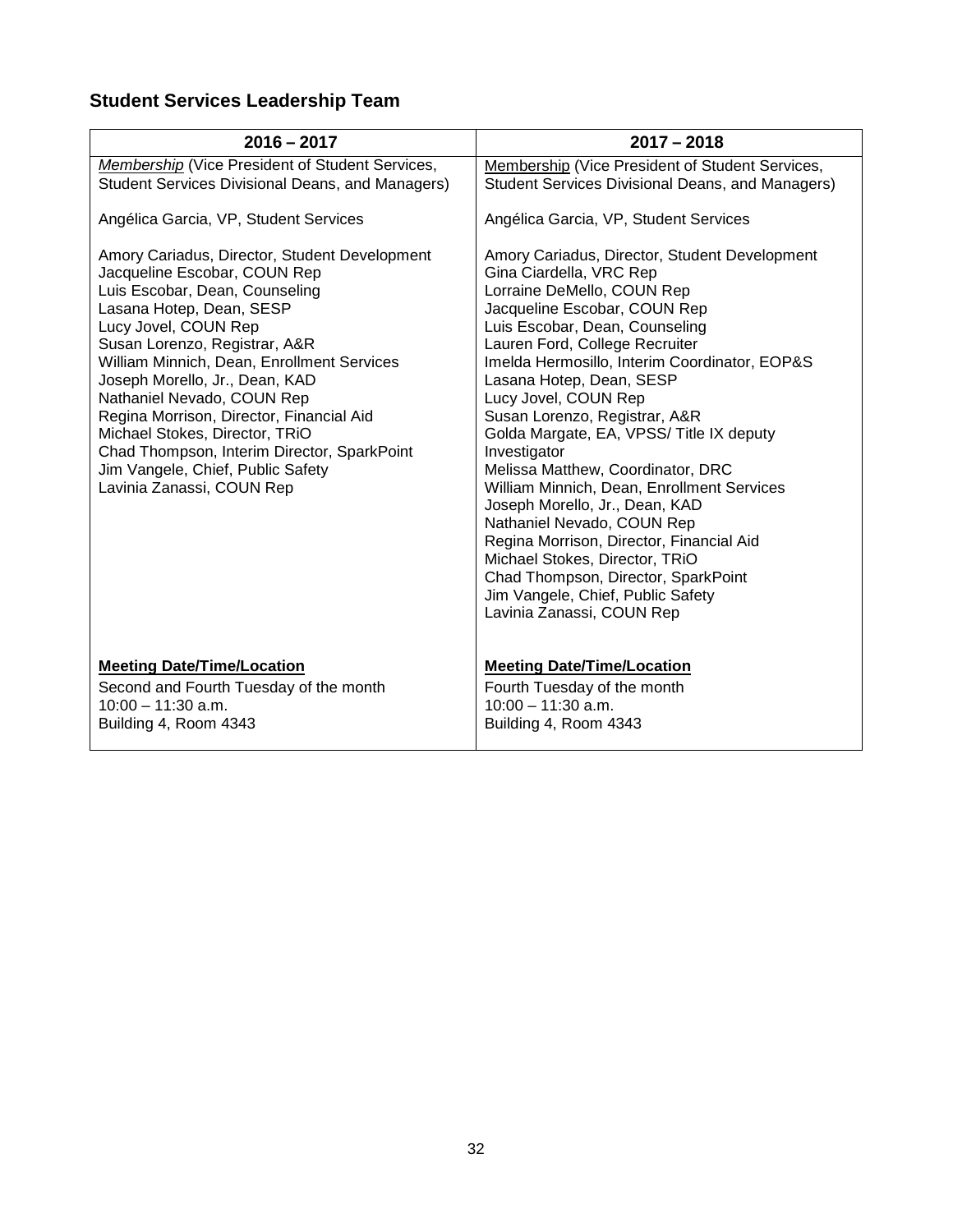## Student Services Leadership Team

| 2016 – 2017 | 2017 – 2018 |
|---|---|
| *Membership* (Vice President of Student Services, Student Services Divisional Deans, and Managers)<br><br>Angélica Garcia, VP, Student Services<br><br>Amory Cariadus, Director, Student Development<br>Jacqueline Escobar, COUN Rep<br>Luis Escobar, Dean, Counseling<br>Lasana Hotep, Dean, SESP<br>Lucy Jovel, COUN Rep<br>Susan Lorenzo, Registrar, A&R<br>William Minnich, Dean, Enrollment Services<br>Joseph Morello, Jr., Dean, KAD<br>Nathaniel Nevado, COUN Rep<br>Regina Morrison, Director, Financial Aid<br>Michael Stokes, Director, TRiO<br>Chad Thompson, Interim Director, SparkPoint<br>Jim Vangele, Chief, Public Safety<br>Lavinia Zanassi, COUN Rep | Membership (Vice President of Student Services, Student Services Divisional Deans, and Managers)<br><br>Angélica Garcia, VP, Student Services<br><br>Amory Cariadus, Director, Student Development<br>Gina Ciardella, VRC Rep<br>Lorraine DeMello, COUN Rep<br>Jacqueline Escobar, COUN Rep<br>Luis Escobar, Dean, Counseling<br>Lauren Ford, College Recruiter<br>Imelda Hermosillo, Interim Coordinator, EOP&S<br>Lasana Hotep, Dean, SESP<br>Lucy Jovel, COUN Rep<br>Susan Lorenzo, Registrar, A&R<br>Golda Margate, EA, VPSS/ Title IX deputy Investigator<br>Melissa Matthew, Coordinator, DRC<br>William Minnich, Dean, Enrollment Services<br>Joseph Morello, Jr., Dean, KAD<br>Nathaniel Nevado, COUN Rep<br>Regina Morrison, Director, Financial Aid<br>Michael Stokes, Director, TRiO<br>Chad Thompson, Director, SparkPoint<br>Jim Vangele, Chief, Public Safety<br>Lavinia Zanassi, COUN Rep |
| **Meeting Date/Time/Location**<br>Second and Fourth Tuesday of the month<br>10:00 – 11:30 a.m.<br>Building 4, Room 4343 | **Meeting Date/Time/Location**<br>Fourth Tuesday of the month<br>10:00 – 11:30 a.m.<br>Building 4, Room 4343 |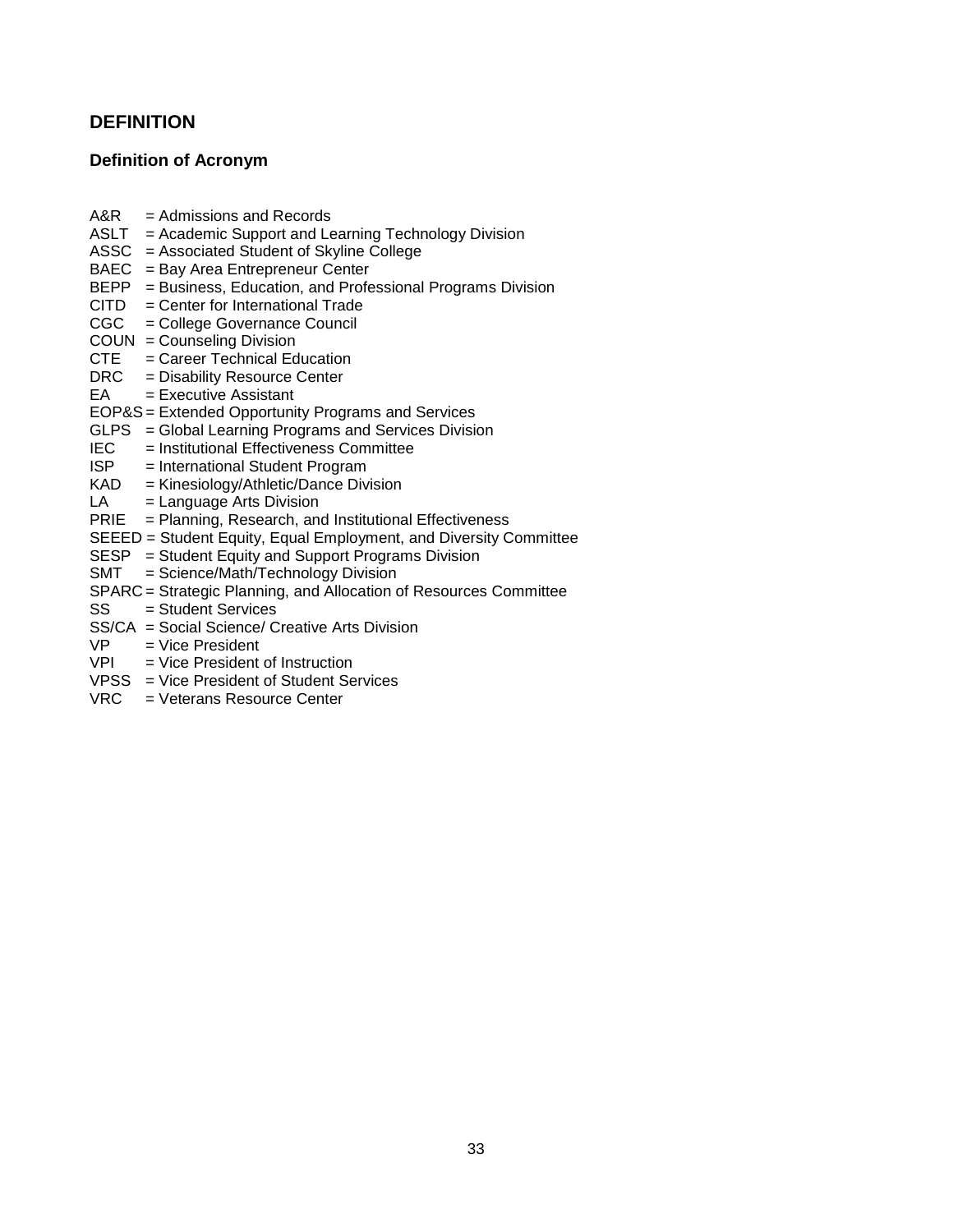## DEFINITION

### Definition of Acronym

A&R = Admissions and Records  
ASLT = Academic Support and Learning Technology Division  
ASSC = Associated Student of Skyline College  
BAEC = Bay Area Entrepreneur Center  
BEPP = Business, Education, and Professional Programs Division  
CITD = Center for International Trade  
CGC = College Governance Council  
COUN = Counseling Division  
CTE = Career Technical Education  
DRC = Disability Resource Center  
EA = Executive Assistant  
EOP&S = Extended Opportunity Programs and Services  
GLPS = Global Learning Programs and Services Division  
IEC = Institutional Effectiveness Committee  
ISP = International Student Program  
KAD = Kinesiology/Athletic/Dance Division  
LA = Language Arts Division  
PRIE = Planning, Research, and Institutional Effectiveness  
SEEED = Student Equity, Equal Employment, and Diversity Committee  
SESP = Student Equity and Support Programs Division  
SMT = Science/Math/Technology Division  
SPARC = Strategic Planning, and Allocation of Resources Committee  
SS = Student Services  
SS/CA = Social Science/ Creative Arts Division  
VP = Vice President  
VPI = Vice President of Instruction  
VPSS = Vice President of Student Services  
VRC = Veterans Resource Center